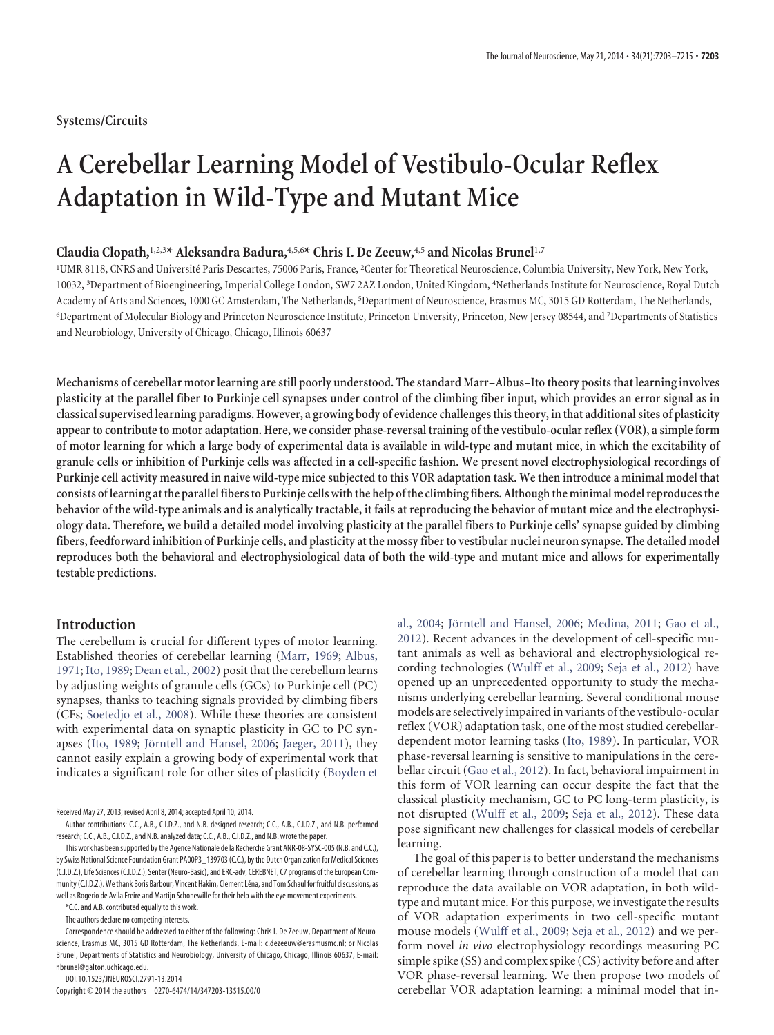Systems/Circuits

# A Cerebellar Learning Model of Vestibulo-Ocular Reflex Adaptation in Wild-Type and Mutant Mice

**Claudia Clopath,[1,2,3]\* Aleksandra Badura,[4,5,6]\* Chris I. De Zeeuw,[4,5] and Nicolas Brunel[1,7]**

[1]UMR 8118, CNRS and Université Paris Descartes, 75006 Paris, France, [2]Center for Theoretical Neuroscience, Columbia University, New York, New York, 10032, [3]Department of Bioengineering, Imperial College London, SW7 2AZ London, United Kingdom, [4]Netherlands Institute for Neuroscience, Royal Dutch Academy of Arts and Sciences, 1000 GC Amsterdam, The Netherlands, [5]Department of Neuroscience, Erasmus MC, 3015 GD Rotterdam, The Netherlands, [6]Department of Molecular Biology and Princeton Neuroscience Institute, Princeton University, Princeton, New Jersey 08544, and [7]Departments of Statistics and Neurobiology, University of Chicago, Chicago, Illinois 60637

**Mechanisms of cerebellar motor learning are still poorly understood. The standard Marr–Albus–Ito theory posits that learning involves plasticity at the parallel fiber to Purkinje cell synapses under control of the climbing fiber input, which provides an error signal as in classical supervised learning paradigms. However, a growing body of evidence challenges this theory, in that additional sites of plasticity appear to contribute to motor adaptation. Here, we consider phase-reversal training of the vestibulo-ocular reflex (VOR), a simple form of motor learning for which a large body of experimental data is available in wild-type and mutant mice, in which the excitability of granule cells or inhibition of Purkinje cells was affected in a cell-specific fashion. We present novel electrophysiological recordings of Purkinje cell activity measured in naive wild-type mice subjected to this VOR adaptation task. We then introduce a minimal model that consists of learning at the parallel fibers to Purkinje cells with the help of the climbing fibers. Although the minimal model reproduces the behavior of the wild-type animals and is analytically tractable, it fails at reproducing the behavior of mutant mice and the electrophysiology data. Therefore, we build a detailed model involving plasticity at the parallel fibers to Purkinje cells' synapse guided by climbing fibers, feedforward inhibition of Purkinje cells, and plasticity at the mossy fiber to vestibular nuclei neuron synapse. The detailed model reproduces both the behavioral and electrophysiological data of both the wild-type and mutant mice and allows for experimentally testable predictions.**

## Introduction

The cerebellum is crucial for different types of motor learning. Established theories of cerebellar learning (Marr, 1969; Albus, 1971; Ito, 1989; Dean et al., 2002) posit that the cerebellum learns by adjusting weights of granule cells (GCs) to Purkinje cell (PC) synapses, thanks to teaching signals provided by climbing fibers (CFs; Soetedjo et al., 2008). While these theories are consistent with experimental data on synaptic plasticity in GC to PC synapses (Ito, 1989; Jörntell and Hansel, 2006; Jaeger, 2011), they cannot easily explain a growing body of experimental work that indicates a significant role for other sites of plasticity (Boyden et al., 2004; Jörntell and Hansel, 2006; Medina, 2011; Gao et al., 2012). Recent advances in the development of cell-specific mutant animals as well as behavioral and electrophysiological recording technologies (Wulff et al., 2009; Seja et al., 2012) have opened up an unprecedented opportunity to study the mechanisms underlying cerebellar learning. Several conditional mouse models are selectively impaired in variants of the vestibulo-ocular reflex (VOR) adaptation task, one of the most studied cerebellar-dependent motor learning tasks (Ito, 1989). In particular, VOR phase-reversal learning is sensitive to manipulations in the cerebellar circuit (Gao et al., 2012). In fact, behavioral impairment in this form of VOR learning can occur despite the fact that the classical plasticity mechanism, GC to PC long-term plasticity, is not disrupted (Wulff et al., 2009; Seja et al., 2012). These data pose significant new challenges for classical models of cerebellar learning.

The goal of this paper is to better understand the mechanisms of cerebellar learning through construction of a model that can reproduce the data available on VOR adaptation, in both wild-type and mutant mice. For this purpose, we investigate the results of VOR adaptation experiments in two cell-specific mutant mouse models (Wulff et al., 2009; Seja et al., 2012) and we perform novel *in vivo* electrophysiology recordings measuring PC simple spike (SS) and complex spike (CS) activity before and after VOR phase-reversal learning. We then propose two models of cerebellar VOR adaptation learning: a minimal model that in-

Received May 27, 2013; revised April 8, 2014; accepted April 10, 2014.

Author contributions: C.C., A.B., C.I.D.Z., and N.B. designed research; C.C., A.B., C.I.D.Z., and N.B. performed research; C.C., A.B., C.I.D.Z., and N.B. analyzed data; C.C., A.B., C.I.D.Z., and N.B. wrote the paper.

This work has been supported by the Agence Nationale de la Recherche Grant ANR-08-SYSC-005 (N.B. and C.C.), by Swiss National Science Foundation Grant PA00P3_139703 (C.C.), by the Dutch Organization for Medical Sciences (C.I.D.Z.), Life Sciences (C.I.D.Z.), Senter (Neuro-Basic), and ERC-adv, CEREBNET, C7 programs of the European Community (C.I.D.Z.). We thank Boris Barbour, Vincent Hakim, Clement Léna, and Tom Schaul for fruitful discussions, as well as Rogerio de Avila Freire and Martijn Schonewille for their help with the eye movement experiments.

\*C.C. and A.B. contributed equally to this work.

The authors declare no competing interests.

Correspondence should be addressed to either of the following: Chris I. De Zeeuw, Department of Neuroscience, Erasmus MC, 3015 GD Rotterdam, The Netherlands, E-mail: c.dezeeuw@erasmusmc.nl; or Nicolas Brunel, Departments of Statistics and Neurobiology, University of Chicago, Chicago, Illinois 60637. E-mail: nbrunel@galton.uchicago.edu.

DOI:10.1523/JNEUROSCI.2791-13.2014

Copyright © 2014 the authors 0270-6474/14/347203-13$15.00/0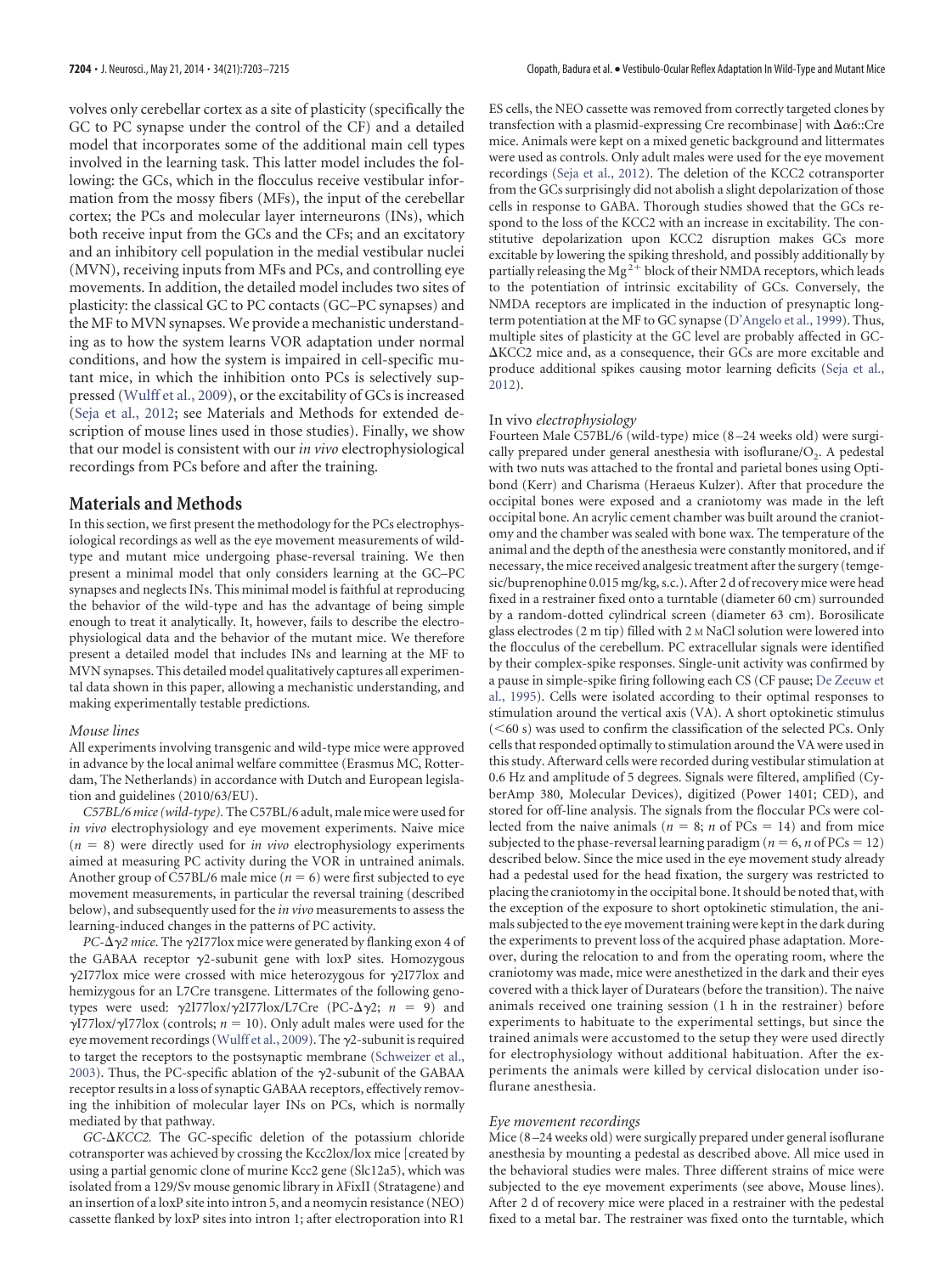volves only cerebellar cortex as a site of plasticity (specifically the GC to PC synapse under the control of the CF) and a detailed model that incorporates some of the additional main cell types involved in the learning task. This latter model includes the following: the GCs, which in the flocculus receive vestibular information from the mossy fibers (MFs), the input of the cerebellar cortex; the PCs and molecular layer interneurons (INs), which both receive input from the GCs and the CFs; and an excitatory and an inhibitory cell population in the medial vestibular nuclei (MVN), receiving inputs from MFs and PCs, and controlling eye movements. In addition, the detailed model includes two sites of plasticity: the classical GC to PC contacts (GC–PC synapses) and the MF to MVN synapses. We provide a mechanistic understanding as to how the system learns VOR adaptation under normal conditions, and how the system is impaired in cell-specific mutant mice, in which the inhibition onto PCs is selectively suppressed (Wulff et al., 2009), or the excitability of GCs is increased (Seja et al., 2012; see Materials and Methods for extended description of mouse lines used in those studies). Finally, we show that our model is consistent with our *in vivo* electrophysiological recordings from PCs before and after the training.

## Materials and Methods

In this section, we first present the methodology for the PCs electrophysiological recordings as well as the eye movement measurements of wild-type and mutant mice undergoing phase-reversal training. We then present a minimal model that only considers learning at the GC–PC synapses and neglects INs. This minimal model is faithful at reproducing the behavior of the wild-type and has the advantage of being simple enough to treat it analytically. It, however, fails to describe the electrophysiological data and the behavior of the mutant mice. We therefore present a detailed model that includes INs and learning at the MF to MVN synapses. This detailed model qualitatively captures all experimental data shown in this paper, allowing a mechanistic understanding, and making experimentally testable predictions.

### Mouse lines

All experiments involving transgenic and wild-type mice were approved in advance by the local animal welfare committee (Erasmus MC, Rotterdam, The Netherlands) in accordance with Dutch and European legislation and guidelines (2010/63/EU).

*C57BL/6 mice (wild-type).* The C57BL/6 adult, male mice were used for *in vivo* electrophysiology and eye movement experiments. Naive mice ($n = 8$) were directly used for *in vivo* electrophysiology experiments aimed at measuring PC activity during the VOR in untrained animals. Another group of C57BL/6 male mice ($n = 6$) were first subjected to eye movement measurements, in particular the reversal training (described below), and subsequently used for the *in vivo* measurements to assess the learning-induced changes in the patterns of PC activity.

*PC-$\Delta\gamma2$ mice.* The $\gamma$2I77lox mice were generated by flanking exon 4 of the GABAA receptor $\gamma$2-subunit gene with loxP sites. Homozygous $\gamma$2I77lox mice were crossed with mice heterozygous for $\gamma$2I77lox and hemizygous for an L7Cre transgene. Littermates of the following genotypes were used: $\gamma$2I77lox/$\gamma$2I77lox/L7Cre (PC-$\Delta\gamma$2; $n = 9$) and $\gamma$I77lox/$\gamma$I77lox (controls; $n = 10$). Only adult males were used for the eye movement recordings (Wulff et al., 2009). The $\gamma$2-subunit is required to target the receptors to the postsynaptic membrane (Schweizer et al., 2003). Thus, the PC-specific ablation of the $\gamma$2-subunit of the GABAA receptor results in a loss of synaptic GABAA receptors, effectively removing the inhibition of molecular layer INs on PCs, which is normally mediated by that pathway.

*GC-$\Delta$KCC2.* The GC-specific deletion of the potassium chloride cotransporter was achieved by crossing the Kcc2lox/lox mice [created by using a partial genomic clone of murine Kcc2 gene (Slc12a5), which was isolated from a 129/Sv mouse genomic library in $\lambda$FixII (Stratagene) and an insertion of a loxP site into intron 5, and a neomycin resistance (NEO) cassette flanked by loxP sites into intron 1; after electroporation into R1 ES cells, the NEO cassette was removed from correctly targeted clones by transfection with a plasmid-expressing Cre recombinase] with $\Delta\alpha$6::Cre mice. Animals were kept on a mixed genetic background and littermates were used as controls. Only adult males were used for the eye movement recordings (Seja et al., 2012). The deletion of the KCC2 cotransporter from the GCs surprisingly did not abolish a slight depolarization of those cells in response to GABA. Thorough studies showed that the GCs respond to the loss of the KCC2 with an increase in excitability. The constitutive depolarization upon KCC2 disruption makes GCs more excitable by lowering the spiking threshold, and possibly additionally by partially releasing the $Mg^{2+}$ block of their NMDA receptors, which leads to the potentiation of intrinsic excitability of GCs. Conversely, the NMDA receptors are implicated in the induction of presynaptic long-term potentiation at the MF to GC synapse (D'Angelo et al., 1999). Thus, multiple sites of plasticity at the GC level are probably affected in GC-$\Delta$KCC2 mice and, as a consequence, their GCs are more excitable and produce additional spikes causing motor learning deficits (Seja et al., 2012).

### In vivo *electrophysiology*

Fourteen Male C57BL/6 (wild-type) mice (8–24 weeks old) were surgically prepared under general anesthesia with isoflurane/$O_2$. A pedestal with two nuts was attached to the frontal and parietal bones using Optibond (Kerr) and Charisma (Heraeus Kulzer). After that procedure the occipital bones were exposed and a craniotomy was made in the left occipital bone. An acrylic cement chamber was built around the craniotomy and the chamber was sealed with bone wax. The temperature of the animal and the depth of the anesthesia were constantly monitored, and if necessary, the mice received analgesic treatment after the surgery (temgesic/buprenophine 0.015 mg/kg, s.c.). After 2 d of recovery mice were head fixed in a restrainer fixed onto a turntable (diameter 60 cm) surrounded by a random-dotted cylindrical screen (diameter 63 cm). Borosilicate glass electrodes (2 m tip) filled with 2 M NaCl solution were lowered into the flocculus of the cerebellum. PC extracellular signals were identified by their complex-spike responses. Single-unit activity was confirmed by a pause in simple-spike firing following each CS (CF pause; De Zeeuw et al., 1995). Cells were isolated according to their optimal responses to stimulation around the vertical axis (VA). A short optokinetic stimulus (<60 s) was used to confirm the classification of the selected PCs. Only cells that responded optimally to stimulation around the VA were used in this study. Afterward cells were recorded during vestibular stimulation at 0.6 Hz and amplitude of 5 degrees. Signals were filtered, amplified (CyberAmp 380, Molecular Devices), digitized (Power 1401; CED), and stored for off-line analysis. The signals from the floccular PCs were collected from the naive animals ($n = 8$; $n$ of PCs = 14) and from mice subjected to the phase-reversal learning paradigm ($n = 6$, $n$ of PCs = 12) described below. Since the mice used in the eye movement study already had a pedestal used for the head fixation, the surgery was restricted to placing the craniotomy in the occipital bone. It should be noted that, with the exception of the exposure to short optokinetic stimulation, the animals subjected to the eye movement training were kept in the dark during the experiments to prevent loss of the acquired phase adaptation. Moreover, during the relocation to and from the operating room, where the craniotomy was made, mice were anesthetized in the dark and their eyes covered with a thick layer of Duratears (before the transition). The naive animals received one training session (1 h in the restrainer) before experiments to habituate to the experimental settings, but since the trained animals were accustomed to the setup they were used directly for electrophysiology without additional habituation. After the experiments the animals were killed by cervical dislocation under isoflurane anesthesia.

### Eye movement recordings

Mice (8–24 weeks old) were surgically prepared under general isoflurane anesthesia by mounting a pedestal as described above. All mice used in the behavioral studies were males. Three different strains of mice were subjected to the eye movement experiments (see above, Mouse lines). After 2 d of recovery mice were placed in a restrainer with the pedestal fixed to a metal bar. The restrainer was fixed onto the turntable, which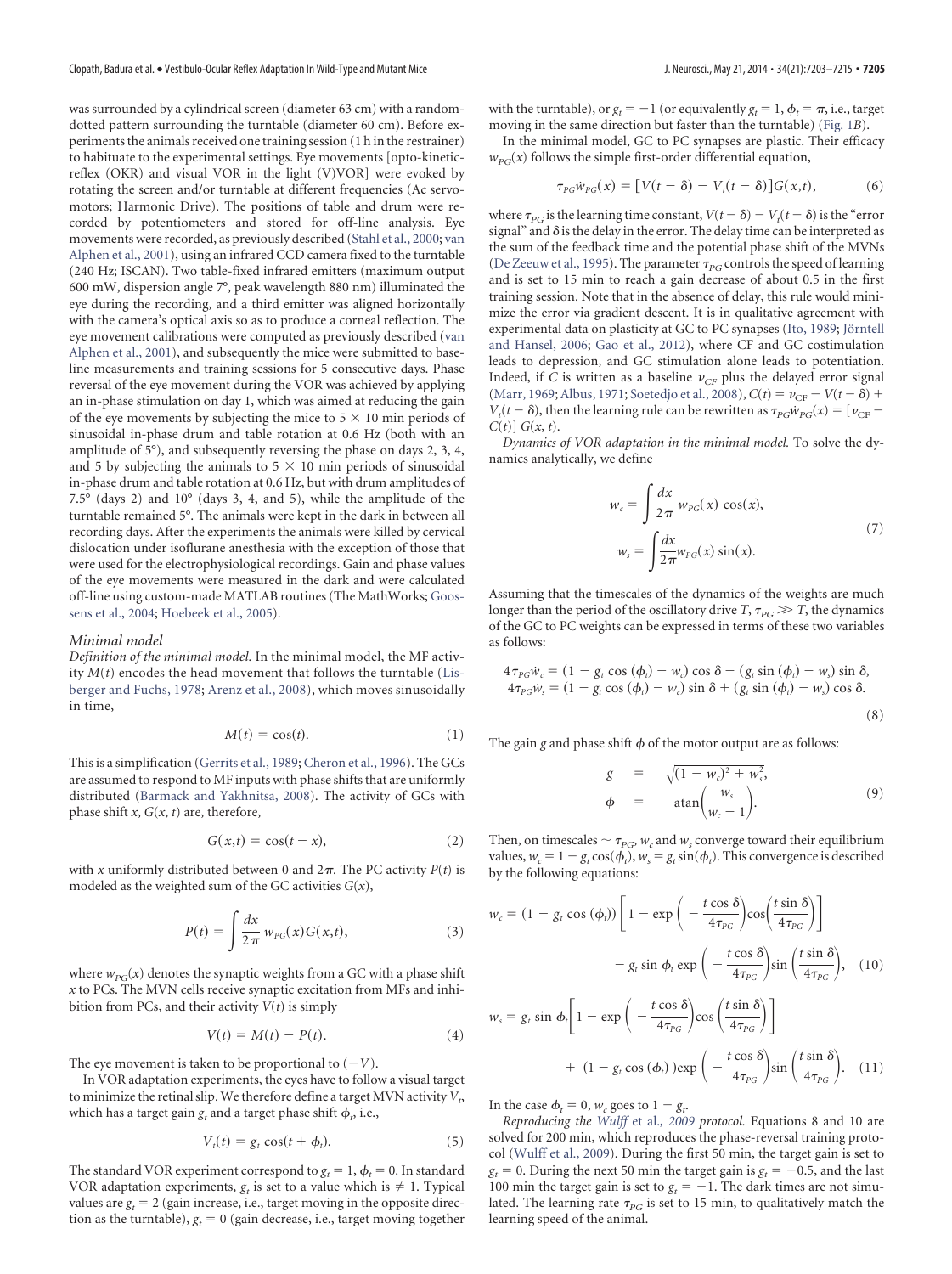was surrounded by a cylindrical screen (diameter 63 cm) with a random-dotted pattern surrounding the turntable (diameter 60 cm). Before experiments the animals received one training session (1 h in the restrainer) to habituate to the experimental settings. Eye movements [opto-kinetic-reflex (OKR) and visual VOR in the light (V)VOR] were evoked by rotating the screen and/or turntable at different frequencies (Ac servo-motors; Harmonic Drive). The positions of table and drum were recorded by potentiometers and stored for off-line analysis. Eye movements were recorded, as previously described (Stahl et al., 2000; van Alphen et al., 2001), using an infrared CCD camera fixed to the turntable (240 Hz; ISCAN). Two table-fixed infrared emitters (maximum output 600 mW, dispersion angle 7°, peak wavelength 880 nm) illuminated the eye during the recording, and a third emitter was aligned horizontally with the camera's optical axis so as to produce a corneal reflection. The eye movement calibrations were computed as previously described (van Alphen et al., 2001), and subsequently the mice were submitted to baseline measurements and training sessions for 5 consecutive days. Phase reversal of the eye movement during the VOR was achieved by applying an in-phase stimulation on day 1, which was aimed at reducing the gain of the eye movements by subjecting the mice to 5 × 10 min periods of sinusoidal in-phase drum and table rotation at 0.6 Hz (both with an amplitude of 5°), and subsequently reversing the phase on days 2, 3, 4, and 5 by subjecting the animals to 5 × 10 min periods of sinusoidal in-phase drum and table rotation at 0.6 Hz, but with drum amplitudes of 7.5° (days 2) and 10° (days 3, 4, and 5), while the amplitude of the turntable remained 5°. The animals were kept in the dark in between all recording days. After the experiments the animals were killed by cervical dislocation under isoflurane anesthesia with the exception of those that were used for the electrophysiological recordings. Gain and phase values of the eye movements were measured in the dark and were calculated off-line using custom-made MATLAB routines (The MathWorks; Goossens et al., 2004; Hoebeek et al., 2005).

### Minimal model

*Definition of the minimal model.* In the minimal model, the MF activity $M(t)$ encodes the head movement that follows the turntable (Lisberger and Fuchs, 1978; Arenz et al., 2008), which moves sinusoidally in time,

$$M(t) = \cos(t). \tag{1}$$

This is a simplification (Gerrits et al., 1989; Cheron et al., 1996). The GCs are assumed to respond to MF inputs with phase shifts that are uniformly distributed (Barmack and Yakhnitsa, 2008). The activity of GCs with phase shift $x$, $G(x, t)$ are, therefore,

$$G(x,t) = \cos(t - x), \tag{2}$$

with $x$ uniformly distributed between 0 and $2\pi$. The PC activity $P(t)$ is modeled as the weighted sum of the GC activities $G(x)$,

$$P(t) = \int \frac{dx}{2\pi}\, w_{PG}(x) G(x,t), \tag{3}$$

where $w_{PG}(x)$ denotes the synaptic weights from a GC with a phase shift $x$ to PCs. The MVN cells receive synaptic excitation from MFs and inhibition from PCs, and their activity $V(t)$ is simply

$$V(t) = M(t) - P(t). \tag{4}$$

The eye movement is taken to be proportional to $(-V)$.

In VOR adaptation experiments, the eyes have to follow a visual target to minimize the retinal slip. We therefore define a target MVN activity $V_t$, which has a target gain $g_t$ and a target phase shift $\phi_t$, i.e.,

$$V_t(t) = g_t \cos(t + \phi_t). \tag{5}$$

The standard VOR experiment correspond to $g_t = 1$, $\phi_t = 0$. In standard VOR adaptation experiments, $g_t$ is set to a value which is $\neq 1$. Typical values are $g_t = 2$ (gain increase, i.e., target moving in the opposite direction as the turntable), $g_t = 0$ (gain decrease, i.e., target moving together with the turntable), or $g_t = -1$ (or equivalently $g_t = 1$, $\phi_t = \pi$, i.e., target moving in the same direction but faster than the turntable) (Fig. 1B).

In the minimal model, GC to PC synapses are plastic. Their efficacy $w_{PG}(x)$ follows the simple first-order differential equation,

$$\tau_{PG}\dot{w}_{PG}(x) = [V(t-\delta) - V_t(t-\delta)]G(x,t), \tag{6}$$

where $\tau_{PG}$ is the learning time constant, $V(t-\delta) - V_t(t-\delta)$ is the "error signal" and $\delta$ is the delay in the error. The delay time can be interpreted as the sum of the feedback time and the potential phase shift of the MVNs (De Zeeuw et al., 1995). The parameter $\tau_{PG}$ controls the speed of learning and is set to 15 min to reach a gain decrease of about 0.5 in the first training session. Note that in the absence of delay, this rule would minimize the error via gradient descent. It is in qualitative agreement with experimental data on plasticity at GC to PC synapses (Ito, 1989; Jörntell and Hansel, 2006; Gao et al., 2012), where CF and GC costimulation leads to depression, and GC stimulation alone leads to potentiation. Indeed, if $C$ is written as a baseline $\nu_{CF}$ plus the delayed error signal (Marr, 1969; Albus, 1971; Soetedjo et al., 2008), $C(t) = \nu_{CF} - V(t-\delta) + V_t(t-\delta)$, then the learning rule can be rewritten as $\tau_{PG}\dot{w}_{PG}(x) = [\nu_{CF} - C(t)]\, G(x,t)$.

*Dynamics of VOR adaptation in the minimal model.* To solve the dynamics analytically, we define

$$w_c = \int \frac{dx}{2\pi}\, w_{PG}(x)\cos(x), \qquad w_s = \int \frac{dx}{2\pi} w_{PG}(x)\sin(x). \tag{7}$$

Assuming that the timescales of the dynamics of the weights are much longer than the period of the oscillatory drive $T$, $\tau_{PG} \gg T$, the dynamics of the GC to PC weights can be expressed in terms of these two variables as follows:

$$\begin{aligned}
4\tau_{PG}\dot{w}_c &= (1 - g_t\cos(\phi_t) - w_c)\cos\delta - (g_t\sin(\phi_t) - w_s)\sin\delta,\\
4\tau_{PG}\dot{w}_s &= (1 - g_t\cos(\phi_t) - w_c)\sin\delta + (g_t\sin(\phi_t) - w_s)\cos\delta.
\end{aligned} \tag{8}$$

The gain $g$ and phase shift $\phi$ of the motor output are as follows:

$$\begin{aligned}
g &= \sqrt{(1-w_c)^2 + w_s^2},\\
\phi &= \operatorname{atan}\left(\frac{w_s}{w_c - 1}\right).
\end{aligned} \tag{9}$$

Then, on timescales $\sim \tau_{PG}$, $w_c$ and $w_s$ converge toward their equilibrium values, $w_c = 1 - g_t\cos(\phi_t)$, $w_s = g_t\sin(\phi_t)$. This convergence is described by the following equations:

$$w_c = (1 - g_t\cos(\phi_t))\left[1 - \exp\left(-\frac{t\cos\delta}{4\tau_{PG}}\right)\cos\left(\frac{t\sin\delta}{4\tau_{PG}}\right)\right] - g_t\sin\phi_t\exp\left(-\frac{t\cos\delta}{4\tau_{PG}}\right)\sin\left(\frac{t\sin\delta}{4\tau_{PG}}\right), \tag{10}$$

$$w_s = g_t\sin\phi_t\left[1 - \exp\left(-\frac{t\cos\delta}{4\tau_{PG}}\right)\cos\left(\frac{t\sin\delta}{4\tau_{PG}}\right)\right] + (1 - g_t\cos(\phi_t))\exp\left(-\frac{t\cos\delta}{4\tau_{PG}}\right)\sin\left(\frac{t\sin\delta}{4\tau_{PG}}\right). \tag{11}$$

In the case $\phi_t = 0$, $w_c$ goes to $1 - g_t$.

*Reproducing the Wulff et al., 2009 protocol.* Equations 8 and 10 are solved for 200 min, which reproduces the phase-reversal training protocol (Wulff et al., 2009). During the first 50 min, the target gain is set to $g_t = 0$. During the next 50 min the target gain is $g_t = -0.5$, and the last 100 min the target gain is set to $g_t = -1$. The dark times are not simulated. The learning rate $\tau_{PG}$ is set to 15 min, to qualitatively match the learning speed of the animal.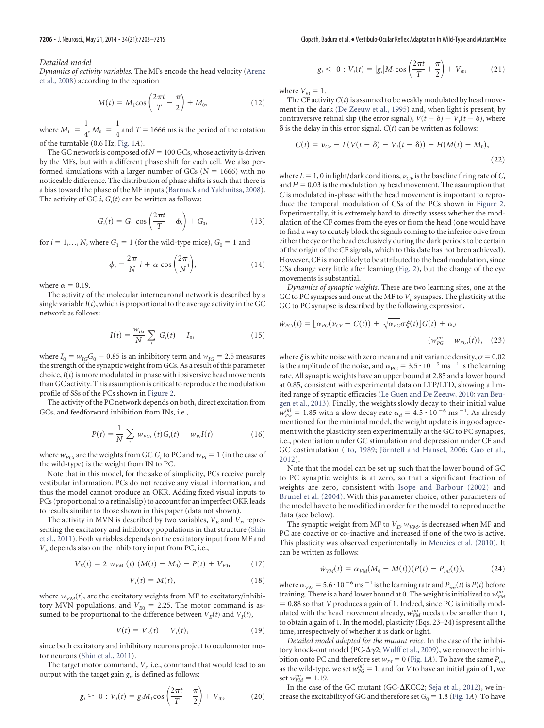*Detailed model*

*Dynamics of activity variables.* The MFs encode the head velocity (Arenz et al., 2008) according to the equation

$$M(t) = M_1 \cos\left(\frac{2\pi t}{T} - \frac{\pi}{2}\right) + M_0, \tag{12}$$

where $M_1 = \frac{1}{4}$, $M_0 = \frac{1}{4}$ and $T = 1666$ ms is the period of the rotation of the turntable (0.6 Hz; Fig. 1*A*).

The GC network is composed of $N = 100$ GCs, whose activity is driven by the MFs, but with a different phase shift for each cell. We also performed simulations with a larger number of GCs ($N = 1666$) with no noticeable difference. The distribution of phase shifts is such that there is a bias toward the phase of the MF inputs (Barmack and Yakhnitsa, 2008). The activity of GC *i*, $G_i(t)$ can be written as follows:

$$G_i(t) = G_1 \cos\left(\frac{2\pi t}{T} - \phi_i\right) + G_0, \tag{13}$$

for $i = 1, \ldots, N$, where $G_1 = 1$ (for the wild-type mice), $G_0 = 1$ and

$$\phi_i = \frac{2\pi}{N} i + \alpha \cos\left(\frac{2\pi}{N} i\right), \tag{14}$$

where $\alpha = 0.19$.

The activity of the molecular interneuronal network is described by a single variable $I(t)$, which is proportional to the average activity in the GC network as follows:

$$I(t) = \frac{w_{IG}}{N} \sum_i G_i(t) - I_0, \tag{15}$$

where $I_0 = w_{IG} G_0 - 0.85$ is an inhibitory term and $w_{IG} = 2.5$ measures the strength of the synaptic weight from GCs. As a result of this parameter choice, $I(t)$ is more modulated in phase with ipsiversive head movements than GC activity. This assumption is critical to reproduce the modulation profile of SSs of the PCs shown in Figure 2.

The activity of the PC network depends on both, direct excitation from GCs, and feedforward inhibition from INs, i.e.,

$$P(t) = \frac{1}{N} \sum_i w_{PGi}(t) G_i(t) - w_{PI} I(t) \tag{16}$$

where $w_{PGi}$ are the weights from GC $G_i$ to PC and $w_{PI} = 1$ (in the case of the wild-type) is the weight from IN to PC.

Note that in this model, for the sake of simplicity, PCs receive purely vestibular information. PCs do not receive any visual information, and thus the model cannot produce an OKR. Adding fixed visual inputs to PCs (proportional to a retinal slip) to account for an imperfect OKR leads to results similar to those shown in this paper (data not shown).

The activity in MVN is described by two variables, $V_E$ and $V_I$, representing the excitatory and inhibitory populations in that structure (Shin et al., 2011). Both variables depends on the excitatory input from MF and $V_E$ depends also on the inhibitory input from PC, i.e.,

$$V_E(t) = 2\, w_{VM}(t)\,(M(t) - M_0) - P(t) + V_{E0}, \tag{17}$$

$$V_I(t) = M(t), \tag{18}$$

where $w_{VM}(t)$, are the excitatory weights from MF to excitatory/inhibitory MVN populations, and $V_{E0} = 2.25$. The motor command is assumed to be proportional to the difference between $V_E(t)$ and $V_I(t)$,

$$V(t) = V_E(t) - V_I(t), \tag{19}$$

since both excitatory and inhibitory neurons project to oculomotor motor neurons (Shin et al., 2011).

The target motor command, $V_t$, i.e., command that would lead to an output with the target gain $g_t$, is defined as follows:

$$g_t \geq 0 : V_t(t) = g_t M_1 \cos\left(\frac{2\pi t}{T} - \frac{\pi}{2}\right) + V_{t0}, \tag{20}$$

$$g_t < 0 : V_t(t) = |g_t| M_1 \cos\left(\frac{2\pi t}{T} + \frac{\pi}{2}\right) + V_{t0}, \tag{21}$$

where $V_{t0} = 1$.

The CF activity $C(t)$ is assumed to be weakly modulated by head movement in the dark (De Zeeuw et al., 1995) and, when light is present, by contraversive retinal slip (the error signal), $V(t - \delta) - V_t(t - \delta)$, where $\delta$ is the delay in this error signal. $C(t)$ can be written as follows:

$$C(t) = \nu_{CF} - L(V(t - \delta) - V_t(t - \delta)) - H(M(t) - M_0), \tag{22}$$

where $L = 1, 0$ in light/dark conditions, $\nu_{CF}$ is the baseline firing rate of $C$, and $H = 0.03$ is the modulation by head movement. The assumption that $C$ is modulated in-phase with the head movement is important to reproduce the temporal modulation of CSs of the PCs shown in Figure 2. Experimentally, it is extremely hard to directly assess whether the modulation of the CF comes from the eyes or from the head (one would have to find a way to acutely block the signals coming to the inferior olive from either the eye or the head exclusively during the dark periods to be certain of the origin of the CF signals, which to this date has not been achieved). However, CF is more likely to be attributed to the head modulation, since CSs change very little after learning (Fig. 2), but the change of the eye movements is substantial.

*Dynamics of synaptic weights.* There are two learning sites, one at the GC to PC synapses and one at the MF to $V_E$ synapses. The plasticity at the GC to PC synapse is described by the following expression,

$$\dot{w}_{PGi}(t) = [\alpha_{PG}(\nu_{CF} - C(t)) + \sqrt{\alpha_{PG}}\sigma\xi(t)]G(t) + \alpha_d (w_{PG}^{ini} - w_{PGi}(t)), \tag{23}$$

where $\xi$ is white noise with zero mean and unit variance density, $\sigma = 0.02$ is the amplitude of the noise, and $\alpha_{PG} = 3.5 \cdot 10^{-5}\ \text{ms}^{-1}$ is the learning rate. All synaptic weights have an upper bound at 2.85 and a lower bound at 0.85, consistent with experimental data on LTP/LTD, showing a limited range of synaptic efficacies (Le Guen and De Zeeuw, 2010; van Beugen et al., 2013). Finally, the weights slowly decay to their initial value $w_{PG}^{ini} = 1.85$ with a slow decay rate $\alpha_d = 4.5 \cdot 10^{-6}\ \text{ms}^{-1}$. As already mentioned for the minimal model, the weight update is in good agreement with the plasticity seen experimentally at the GC to PC synapses, i.e., potentiation under GC stimulation and depression under CF and GC costimulation (Ito, 1989; Jörntell and Hansel, 2006; Gao et al., 2012).

Note that the model can be set up such that the lower bound of GC to PC synaptic weights is at zero, so that a significant fraction of weights are zero, consistent with Isope and Barbour (2002) and Brunel et al. (2004). With this parameter choice, other parameters of the model have to be modified in order for the model to reproduce the data (see below).

The synaptic weight from MF to $V_E$, $w_{VM}$, is decreased when MF and PC are coactive or co-inactive and increased if one of the two is active. This plasticity was observed experimentally in Menzies et al. (2010). It can be written as follows:

$$\dot{w}_{VM}(t) = \alpha_{VM}(M_0 - M(t))(P(t) - P_{ini}(t)), \tag{24}$$

where $\alpha_{VM} = 5.6 \cdot 10^{-6}\ \text{ms}^{-1}$ is the learning rate and $P_{ini}(t)$ is $P(t)$ before training. There is a hard lower bound at 0. The weight is initialized to $w_{VM}^{ini} = 0.88$ so that $V$ produces a gain of 1. Indeed, since PC is initially modulated with the head movement already, $w_{VM}^{ini}$ needs to be smaller than 1, to obtain a gain of 1. In the model, plasticity (Eqs. 23–24) is present all the time, irrespectively of whether it is dark or light.

*Detailed model adapted for the mutant mice.* In the case of the inhibitory knock-out model (PC-$\Delta\gamma 2$; Wulff et al., 2009), we remove the inhibition onto PC and therefore set $w_{PI} = 0$ (Fig. 1*A*). To have the same $P_{ini}$ as the wild-type, we set $w_{PG}^{ini} = 1$, and for $V$ to have an initial gain of 1, we set $w_{VM}^{ini} = 1.19$.

In the case of the GC mutant (GC-$\Delta$KCC2; Seja et al., 2012), we increase the excitability of GC and therefore set $G_0 = 1.8$ (Fig. 1*A*). To have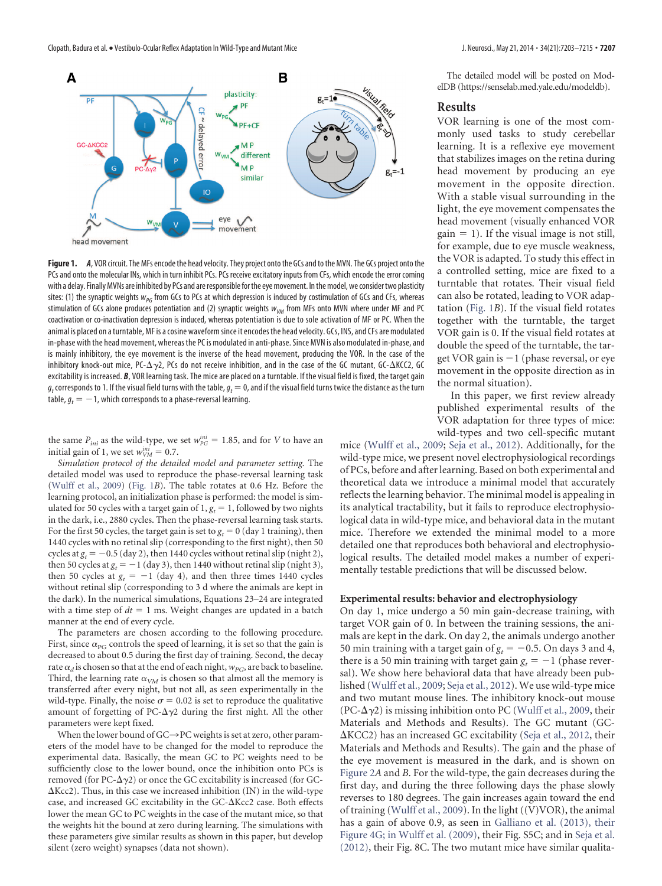**Figure 1.** ***A***, VOR circuit. The MFs encode the head velocity. They project onto the GCs and to the MVN. The GCs project onto the PCs and onto the molecular INs, which in turn inhibit PCs. PCs receive excitatory inputs from CFs, which encode the error coming with a delay. Finally MVNs are inhibited by PCs and are responsible for the eye movement. In the model, we consider two plasticity sites: (1) the synaptic weights $w_{PG}$ from GCs to PCs at which depression is induced by costimulation of GCs and CFs, whereas stimulation of GCs alone produces potentiation and (2) synaptic weights $w_{VM}$ from MFs onto MVN where under MF and PC coactivation or co-inactivation depression is induced, whereas potentiation is due to sole activation of MF or PC. When the animal is placed on a turntable, MF is a cosine waveform since it encodes the head velocity. GCs, INS, and CFs are modulated in-phase with the head movement, whereas the PC is modulated in anti-phase. Since MVN is also modulated in-phase, and is mainly inhibitory, the eye movement is the inverse of the head movement, producing the VOR. In the case of the inhibitory knock-out mice, PC-Δγ2, PCs do not receive inhibition, and in the case of the GC mutant, GC-ΔKCC2, GC excitability is increased. ***B***, VOR learning task. The mice are placed on a turntable. If the visual field is fixed, the target gain $g_t$ corresponds to 1. If the visual field turns with the table, $g_t = 0$, and if the visual field turns twice the distance as the turn table, $g_t = -1$, which corresponds to a phase-reversal learning.

the same $P_{ini}$ as the wild-type, we set $w_{PG}^{ini} = 1.85$, and for $V$ to have an initial gain of 1, we set $w_{VM}^{ini} = 0.7$.

*Simulation protocol of the detailed model and parameter setting.* The detailed model was used to reproduce the phase-reversal learning task (Wulff et al., 2009) (Fig. 1*B*). The table rotates at 0.6 Hz. Before the learning protocol, an initialization phase is performed: the model is simulated for 50 cycles with a target gain of 1, $g_t = 1$, followed by two nights in the dark, i.e., 2880 cycles. Then the phase-reversal learning task starts. For the first 50 cycles, the target gain is set to $g_t = 0$ (day 1 training), then 1440 cycles with no retinal slip (corresponding to the first night), then 50 cycles at $g_t = -0.5$ (day 2), then 1440 cycles without retinal slip (night 2), then 50 cycles at $g_t = -1$ (day 3), then 1440 without retinal slip (night 3), then 50 cycles at $g_t = -1$ (day 4), and then three times 1440 cycles without retinal slip (corresponding to 3 d where the animals are kept in the dark). In the numerical simulations, Equations 23–24 are integrated with a time step of $dt = 1$ ms. Weight changes are updated in a batch manner at the end of every cycle.

The parameters are chosen according to the following procedure. First, since $\alpha_{PG}$ controls the speed of learning, it is set so that the gain is decreased to about 0.5 during the first day of training. Second, the decay rate $\alpha_d$ is chosen so that at the end of each night, $w_{PG}$, are back to baseline. Third, the learning rate $\alpha_{VM}$ is chosen so that almost all the memory is transferred after every night, but not all, as seen experimentally in the wild-type. Finally, the noise $\sigma = 0.02$ is set to reproduce the qualitative amount of forgetting of PC-Δγ2 during the first night. All the other parameters were kept fixed.

When the lower bound of GC→PC weights is set at zero, other parameters of the model have to be changed for the model to reproduce the experimental data. Basically, the mean GC to PC weights need to be sufficiently close to the lower bound, once the inhibition onto PCs is removed (for PC-Δγ2) or once the GC excitability is increased (for GC-ΔKcc2). Thus, in this case we increased inhibition (IN) in the wild-type case, and increased GC excitability in the GC-ΔKcc2 case. Both effects lower the mean GC to PC weights in the case of the mutant mice, so that the weights hit the bound at zero during learning. The simulations with these parameters give similar results as shown in this paper, but develop silent (zero weight) synapses (data not shown).

The detailed model will be posted on ModelDB (https://senselab.med.yale.edu/modeldb).

## Results

VOR learning is one of the most commonly used tasks to study cerebellar learning. It is a reflexive eye movement that stabilizes images on the retina during head movement by producing an eye movement in the opposite direction. With a stable visual surrounding in the light, the eye movement compensates the head movement (visually enhanced VOR gain = 1). If the visual image is not still, for example, due to eye muscle weakness, the VOR is adapted. To study this effect in a controlled setting, mice are fixed to a turntable that rotates. Their visual field can also be rotated, leading to VOR adaptation (Fig. 1*B*). If the visual field rotates together with the turntable, the target VOR gain is 0. If the visual field rotates at double the speed of the turntable, the target VOR gain is −1 (phase reversal, or eye movement in the opposite direction as in the normal situation).

In this paper, we first review already published experimental results of the VOR adaptation for three types of mice: wild-types and two cell-specific mutant mice (Wulff et al., 2009; Seja et al., 2012). Additionally, for the wild-type mice, we present novel electrophysiological recordings of PCs, before and after learning. Based on both experimental and theoretical data we introduce a minimal model that accurately reflects the learning behavior. The minimal model is appealing in its analytical tractability, but it fails to reproduce electrophysiological data in wild-type mice, and behavioral data in the mutant mice. Therefore we extended the minimal model to a more detailed one that reproduces both behavioral and electrophysiological results. The detailed model makes a number of experimentally testable predictions that will be discussed below.

### Experimental results: behavior and electrophysiology

On day 1, mice undergo a 50 min gain-decrease training, with target VOR gain of 0. In between the training sessions, the animals are kept in the dark. On day 2, the animals undergo another 50 min training with a target gain of $g_t = -0.5$. On days 3 and 4, there is a 50 min training with target gain $g_t = -1$ (phase reversal). We show here behavioral data that have already been published (Wulff et al., 2009; Seja et al., 2012). We use wild-type mice and two mutant mouse lines. The inhibitory knock-out mouse (PC-Δγ2) is missing inhibition onto PC (Wulff et al., 2009, their Materials and Methods and Results). The GC mutant (GC-ΔKCC2) has an increased GC excitability (Seja et al., 2012, their Materials and Methods and Results). The gain and the phase of the eye movement is measured in the dark, and is shown on Figure 2*A* and *B*. For the wild-type, the gain decreases during the first day, and during the three following days the phase slowly reverses to 180 degrees. The gain increases again toward the end of training (Wulff et al., 2009). In the light ((V)VOR), the animal has a gain of above 0.9, as seen in Galliano et al. (2013), their Figure 4G; in Wulff et al. (2009), their Fig. S5C; and in Seja et al. (2012), their Fig. 8C. The two mutant mice have similar qualita-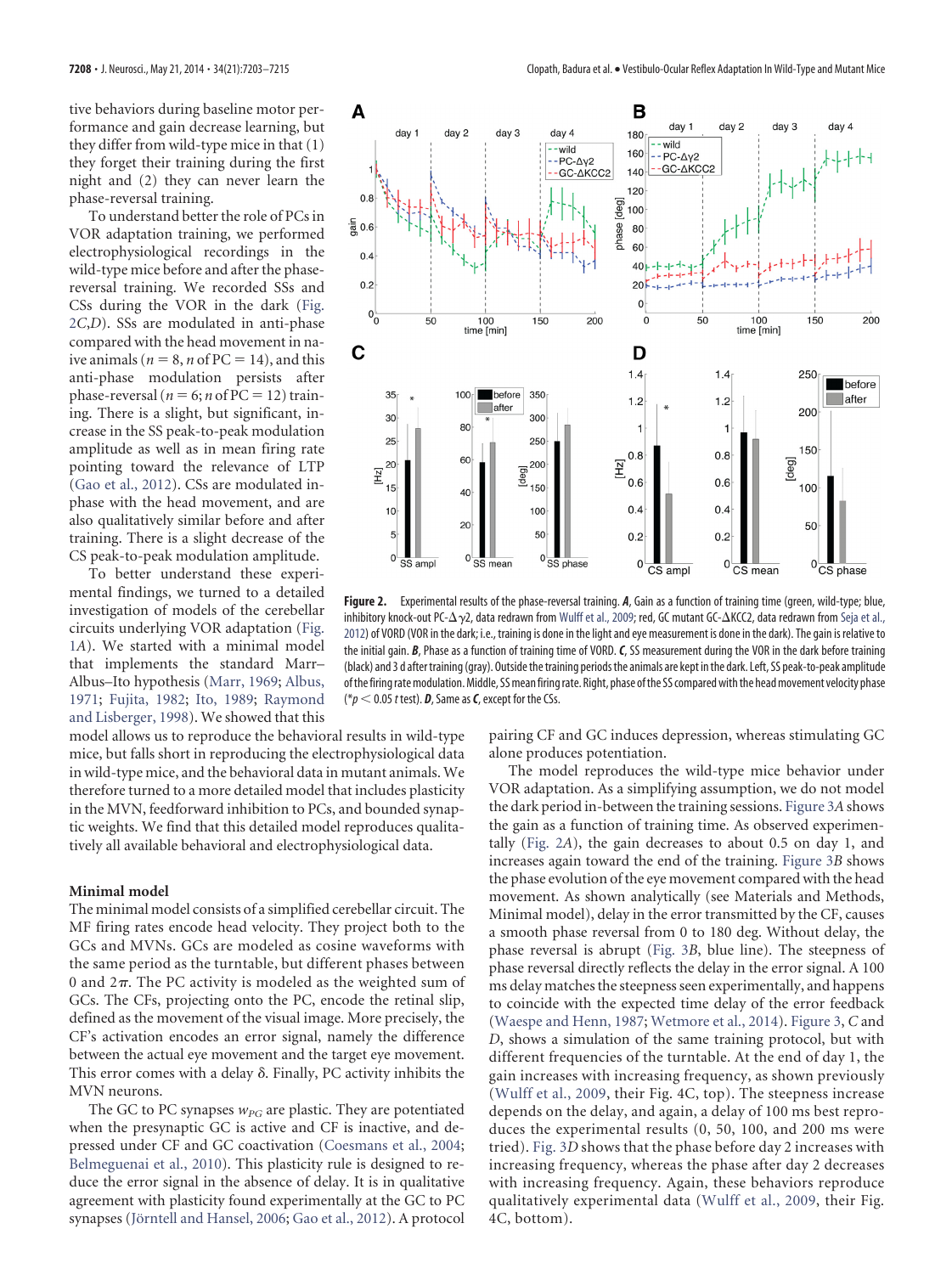tive behaviors during baseline motor performance and gain decrease learning, but they differ from wild-type mice in that (1) they forget their training during the first night and (2) they can never learn the phase-reversal training.

To understand better the role of PCs in VOR adaptation training, we performed electrophysiological recordings in the wild-type mice before and after the phase-reversal training. We recorded SSs and CSs during the VOR in the dark (Fig. 2C,D). SSs are modulated in anti-phase compared with the head movement in naive animals ($n = 8$, $n$ of PC = 14), and this anti-phase modulation persists after phase-reversal ($n = 6$; $n$ of PC = 12) training. There is a slight, but significant, increase in the SS peak-to-peak modulation amplitude as well as in mean firing rate pointing toward the relevance of LTP (Gao et al., 2012). CSs are modulated in-phase with the head movement, and are also qualitatively similar before and after training. There is a slight decrease of the CS peak-to-peak modulation amplitude.

To better understand these experimental findings, we turned to a detailed investigation of models of the cerebellar circuits underlying VOR adaptation (Fig. 1A). We started with a minimal model that implements the standard Marr–Albus–Ito hypothesis (Marr, 1969; Albus, 1971; Fujita, 1982; Ito, 1989; Raymond and Lisberger, 1998). We showed that this model allows us to reproduce the behavioral results in wild-type mice, but falls short in reproducing the electrophysiological data in wild-type mice, and the behavioral data in mutant animals. We therefore turned to a more detailed model that includes plasticity in the MVN, feedforward inhibition to PCs, and bounded synaptic weights. We find that this detailed model reproduces qualitatively all available behavioral and electrophysiological data.

**Figure 2.** Experimental results of the phase-reversal training. ***A***, Gain as a function of training time (green, wild-type; blue, inhibitory knock-out PC-Δγ2, data redrawn from Wulff et al., 2009; red, GC mutant GC-ΔKCC2, data redrawn from Seja et al., 2012) of VORD (VOR in the dark; i.e., training is done in the light and eye measurement is done in the dark). The gain is relative to the initial gain. ***B***, Phase as a function of training time of VORD. ***C***, SS measurement during the VOR in the dark before training (black) and 3 d after training (gray). Outside the training periods the animals are kept in the dark. Left, SS peak-to-peak amplitude of the firing rate modulation. Middle, SS mean firing rate. Right, phase of the SS compared with the head movement velocity phase (*$p < 0.05$ $t$ test). ***D***, Same as ***C***, except for the CSs.

### Minimal model

The minimal model consists of a simplified cerebellar circuit. The MF firing rates encode head velocity. They project both to the GCs and MVNs. GCs are modeled as cosine waveforms with the same period as the turntable, but different phases between 0 and $2\pi$. The PC activity is modeled as the weighted sum of GCs. The CFs, projecting onto the PC, encode the retinal slip, defined as the movement of the visual image. More precisely, the CF's activation encodes an error signal, namely the difference between the actual eye movement and the target eye movement. This error comes with a delay $\delta$. Finally, PC activity inhibits the MVN neurons.

The GC to PC synapses $w_{PG}$ are plastic. They are potentiated when the presynaptic GC is active and CF is inactive, and depressed under CF and GC coactivation (Coesmans et al., 2004; Belmeguenai et al., 2010). This plasticity rule is designed to reduce the error signal in the absence of delay. It is in qualitative agreement with plasticity found experimentally at the GC to PC synapses (Jörntell and Hansel, 2006; Gao et al., 2012). A protocol pairing CF and GC induces depression, whereas stimulating GC alone produces potentiation.

The model reproduces the wild-type mice behavior under VOR adaptation. As a simplifying assumption, we do not model the dark period in-between the training sessions. Figure 3A shows the gain as a function of training time. As observed experimentally (Fig. 2A), the gain decreases to about 0.5 on day 1, and increases again toward the end of the training. Figure 3B shows the phase evolution of the eye movement compared with the head movement. As shown analytically (see Materials and Methods, Minimal model), delay in the error transmitted by the CF, causes a smooth phase reversal from 0 to 180 deg. Without delay, the phase reversal is abrupt (Fig. 3B, blue line). The steepness of phase reversal directly reflects the delay in the error signal. A 100 ms delay matches the steepness seen experimentally, and happens to coincide with the expected time delay of the error feedback (Waespe and Henn, 1987; Wetmore et al., 2014). Figure 3, C and D, shows a simulation of the same training protocol, but with different frequencies of the turntable. At the end of day 1, the gain increases with increasing frequency, as shown previously (Wulff et al., 2009, their Fig. 4C, top). The steepness increase depends on the delay, and again, a delay of 100 ms best reproduces the experimental results (0, 50, 100, and 200 ms were tried). Fig. 3D shows that the phase before day 2 increases with increasing frequency, whereas the phase after day 2 decreases with increasing frequency. Again, these behaviors reproduce qualitatively experimental data (Wulff et al., 2009, their Fig. 4C, bottom).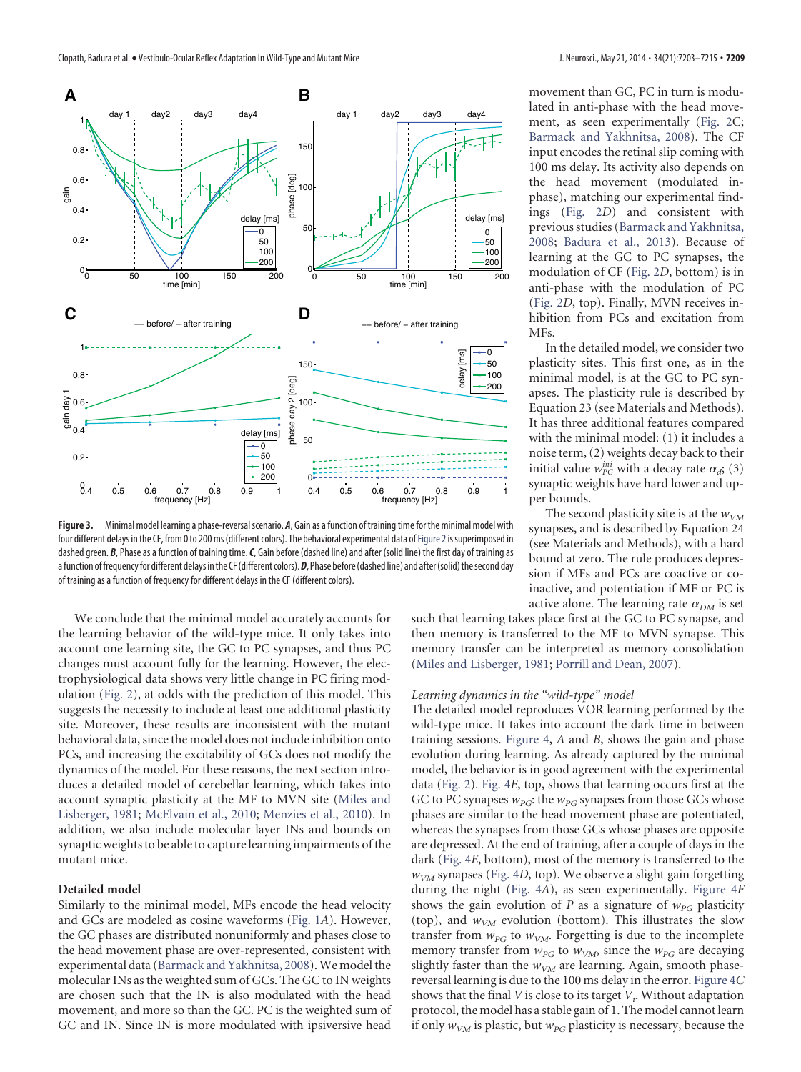**Figure 3.** Minimal model learning a phase-reversal scenario. ***A***, Gain as a function of training time for the minimal model with four different delays in the CF, from 0 to 200 ms (different colors). The behavioral experimental data of Figure 2 is superimposed in dashed green. ***B***, Phase as a function of training time. ***C***, Gain before (dashed line) and after (solid line) the first day of training as a function of frequency for different delays in the CF (different colors). ***D***, Phase before (dashed line) and after (solid) the second day of training as a function of frequency for different delays in the CF (different colors).

movement than GC, PC in turn is modulated in anti-phase with the head movement, as seen experimentally (Fig. 2C; Barmack and Yakhnitsa, 2008). The CF input encodes the retinal slip coming with 100 ms delay. Its activity also depends on the head movement (modulated in-phase), matching our experimental findings (Fig. 2D) and consistent with previous studies (Barmack and Yakhnitsa, 2008; Badura et al., 2013). Because of learning at the GC to PC synapses, the modulation of CF (Fig. 2D, bottom) is in anti-phase with the modulation of PC (Fig. 2D, top). Finally, MVN receives inhibition from PCs and excitation from MFs.

In the detailed model, we consider two plasticity sites. This first one, as in the minimal model, is at the GC to PC synapses. The plasticity rule is described by Equation 23 (see Materials and Methods). It has three additional features compared with the minimal model: (1) it includes a noise term, (2) weights decay back to their initial value $w_{PG}^{ini}$ with a decay rate $\alpha_d$; (3) synaptic weights have hard lower and upper bounds.

The second plasticity site is at the $w_{VM}$ synapses, and is described by Equation 24 (see Materials and Methods), with a hard bound at zero. The rule produces depression if MFs and PCs are coactive or coinactive, and potentiation if MF or PC is active alone. The learning rate $\alpha_{DM}$ is set such that learning takes place first at the GC to PC synapse, and then memory is transferred to the MF to MVN synapse. This memory transfer can be interpreted as memory consolidation (Miles and Lisberger, 1981; Porrill and Dean, 2007).

We conclude that the minimal model accurately accounts for the learning behavior of the wild-type mice. It only takes into account one learning site, the GC to PC synapses, and thus PC changes must account fully for the learning. However, the electrophysiological data shows very little change in PC firing modulation (Fig. 2), at odds with the prediction of this model. This suggests the necessity to include at least one additional plasticity site. Moreover, these results are inconsistent with the mutant behavioral data, since the model does not include inhibition onto PCs, and increasing the excitability of GCs does not modify the dynamics of the model. For these reasons, the next section introduces a detailed model of cerebellar learning, which takes into account synaptic plasticity at the MF to MVN site (Miles and Lisberger, 1981; McElvain et al., 2010; Menzies et al., 2010). In addition, we also include molecular layer INs and bounds on synaptic weights to be able to capture learning impairments of the mutant mice.

### Detailed model

Similarly to the minimal model, MFs encode the head velocity and GCs are modeled as cosine waveforms (Fig. 1A). However, the GC phases are distributed nonuniformly and phases close to the head movement phase are over-represented, consistent with experimental data (Barmack and Yakhnitsa, 2008). We model the molecular INs as the weighted sum of GCs. The GC to IN weights are chosen such that the IN is also modulated with the head movement, and more so than the GC. PC is the weighted sum of GC and IN. Since IN is more modulated with ipsiversive head

*Learning dynamics in the "wild-type" model*

The detailed model reproduces VOR learning performed by the wild-type mice. It takes into account the dark time in between training sessions. Figure 4, A and B, shows the gain and phase evolution during learning. As already captured by the minimal model, the behavior is in good agreement with the experimental data (Fig. 2). Fig. 4E, top, shows that learning occurs first at the GC to PC synapses $w_{PG}$: the $w_{PG}$ synapses from those GCs whose phases are similar to the head movement phase are potentiated, whereas the synapses from those GCs whose phases are opposite are depressed. At the end of training, after a couple of days in the dark (Fig. 4E, bottom), most of the memory is transferred to the $w_{VM}$ synapses (Fig. 4D, top). We observe a slight gain forgetting during the night (Fig. 4A), as seen experimentally. Figure 4F shows the gain evolution of $P$ as a signature of $w_{PG}$ plasticity (top), and $w_{VM}$ evolution (bottom). This illustrates the slow transfer from $w_{PG}$ to $w_{VM}$. Forgetting is due to the incomplete memory transfer from $w_{PG}$ to $w_{VM}$, since the $w_{PG}$ are decaying slightly faster than the $w_{VM}$ are learning. Again, smooth phase-reversal learning is due to the 100 ms delay in the error. Figure 4C shows that the final $V$ is close to its target $V_t$. Without adaptation protocol, the model has a stable gain of 1. The model cannot learn if only $w_{VM}$ is plastic, but $w_{PG}$ plasticity is necessary, because the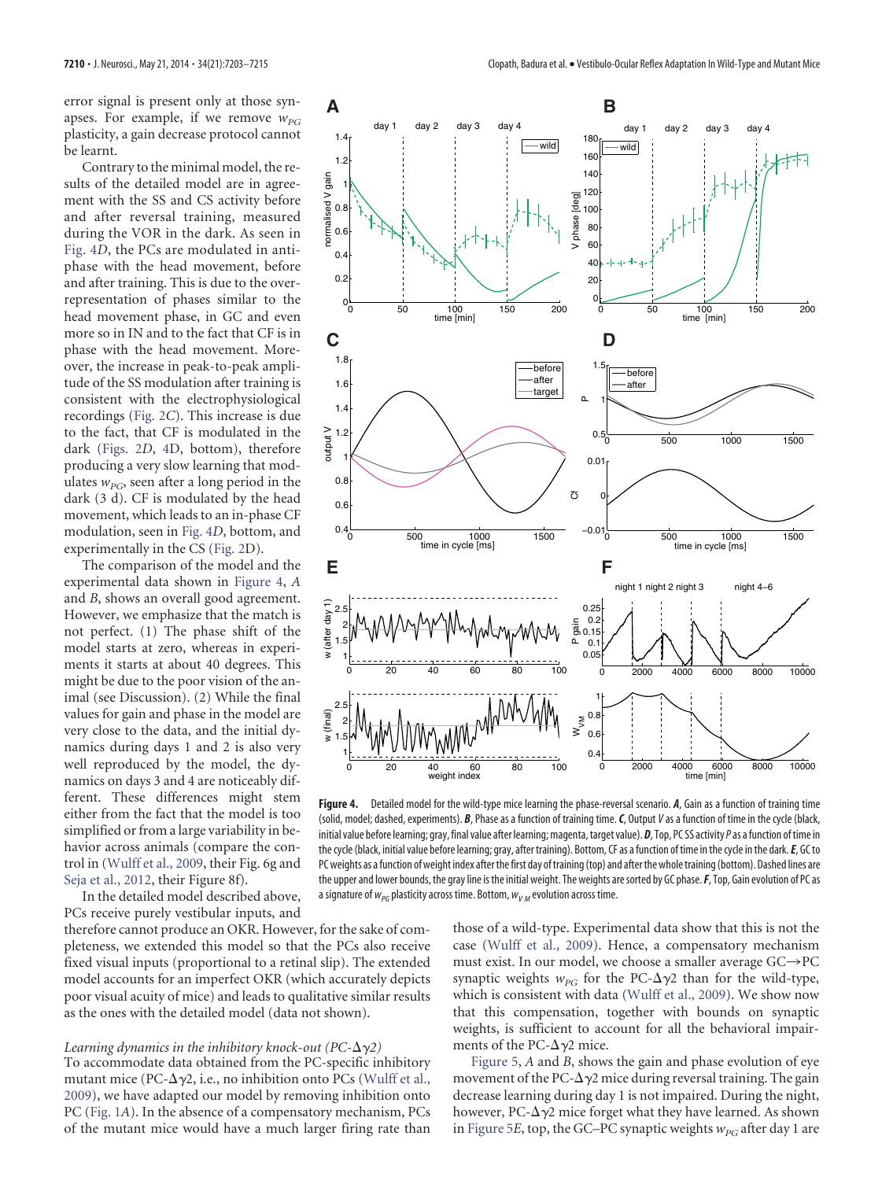error signal is present only at those synapses. For example, if we remove $w_{PG}$ plasticity, a gain decrease protocol cannot be learnt.

Contrary to the minimal model, the results of the detailed model are in agreement with the SS and CS activity before and after reversal training, measured during the VOR in the dark. As seen in Fig. 4*D*, the PCs are modulated in antiphase with the head movement, before and after training. This is due to the overrepresentation of phases similar to the head movement phase, in GC and even more so in IN and to the fact that CF is in phase with the head movement. Moreover, the increase in peak-to-peak amplitude of the SS modulation after training is consistent with the electrophysiological recordings (Fig. 2*C*). This increase is due to the fact, that CF is modulated in the dark (Figs. 2*D*, 4D, bottom), therefore producing a very slow learning that modulates $w_{PG}$, seen after a long period in the dark (3 d). CF is modulated by the head movement, which leads to an in-phase CF modulation, seen in Fig. 4*D*, bottom, and experimentally in the CS (Fig. 2D).

The comparison of the model and the experimental data shown in Figure 4, *A* and *B*, shows an overall good agreement. However, we emphasize that the match is not perfect. (1) The phase shift of the model starts at zero, whereas in experiments it starts at about 40 degrees. This might be due to the poor vision of the animal (see Discussion). (2) While the final values for gain and phase in the model are very close to the data, and the initial dynamics during days 1 and 2 is also very well reproduced by the model, the dynamics on days 3 and 4 are noticeably different. These differences might stem either from the fact that the model is too simplified or from a large variability in behavior across animals (compare the control in (Wulff et al., 2009, their Fig. 6g and Seja et al., 2012, their Figure 8f).

In the detailed model described above, PCs receive purely vestibular inputs, and therefore cannot produce an OKR. However, for the sake of completeness, we extended this model so that the PCs also receive fixed visual inputs (proportional to a retinal slip). The extended model accounts for an imperfect OKR (which accurately depicts poor visual acuity of mice) and leads to qualitative similar results as the ones with the detailed model (data not shown).

*Learning dynamics in the inhibitory knock-out (PC-$\Delta\gamma 2$)*

To accommodate data obtained from the PC-specific inhibitory mutant mice (PC-$\Delta\gamma 2$, i.e., no inhibition onto PCs (Wulff et al., 2009), we have adapted our model by removing inhibition onto PC (Fig. 1*A*). In the absence of a compensatory mechanism, PCs of the mutant mice would have a much larger firing rate than those of a wild-type. Experimental data show that this is not the case (Wulff et al., 2009). Hence, a compensatory mechanism must exist. In our model, we choose a smaller average GC→PC synaptic weights $w_{PG}$ for the PC-$\Delta\gamma 2$ than for the wild-type, which is consistent with data (Wulff et al., 2009). We show now that this compensation, together with bounds on synaptic weights, is sufficient to account for all the behavioral impairments of the PC-$\Delta\gamma 2$ mice.

Figure 5, *A* and *B*, shows the gain and phase evolution of eye movement of the PC-$\Delta\gamma 2$ mice during reversal training. The gain decrease learning during day 1 is not impaired. During the night, however, PC-$\Delta\gamma 2$ mice forget what they have learned. As shown in Figure 5*E*, top, the GC–PC synaptic weights $w_{PG}$ after day 1 are

**Figure 4.** Detailed model for the wild-type mice learning the phase-reversal scenario. ***A***, Gain as a function of training time (solid, model; dashed, experiments). ***B***, Phase as a function of training time. ***C***, Output *V* as a function of time in the cycle (black, initial value before learning; gray, final value after learning; magenta, target value). ***D***, Top, PC SS activity *P* as a function of time in the cycle (black, initial value before learning; gray, after training). Bottom, CF as a function of time in the cycle in the dark. ***E***, GC to PC weights as a function of weight index after the first day of training (top) and after the whole training (bottom). Dashed lines are the upper and lower bounds, the gray line is the initial weight. The weights are sorted by GC phase. ***F***, Top, Gain evolution of PC as a signature of $w_{PG}$ plasticity across time. Bottom, $w_{VM}$ evolution across time.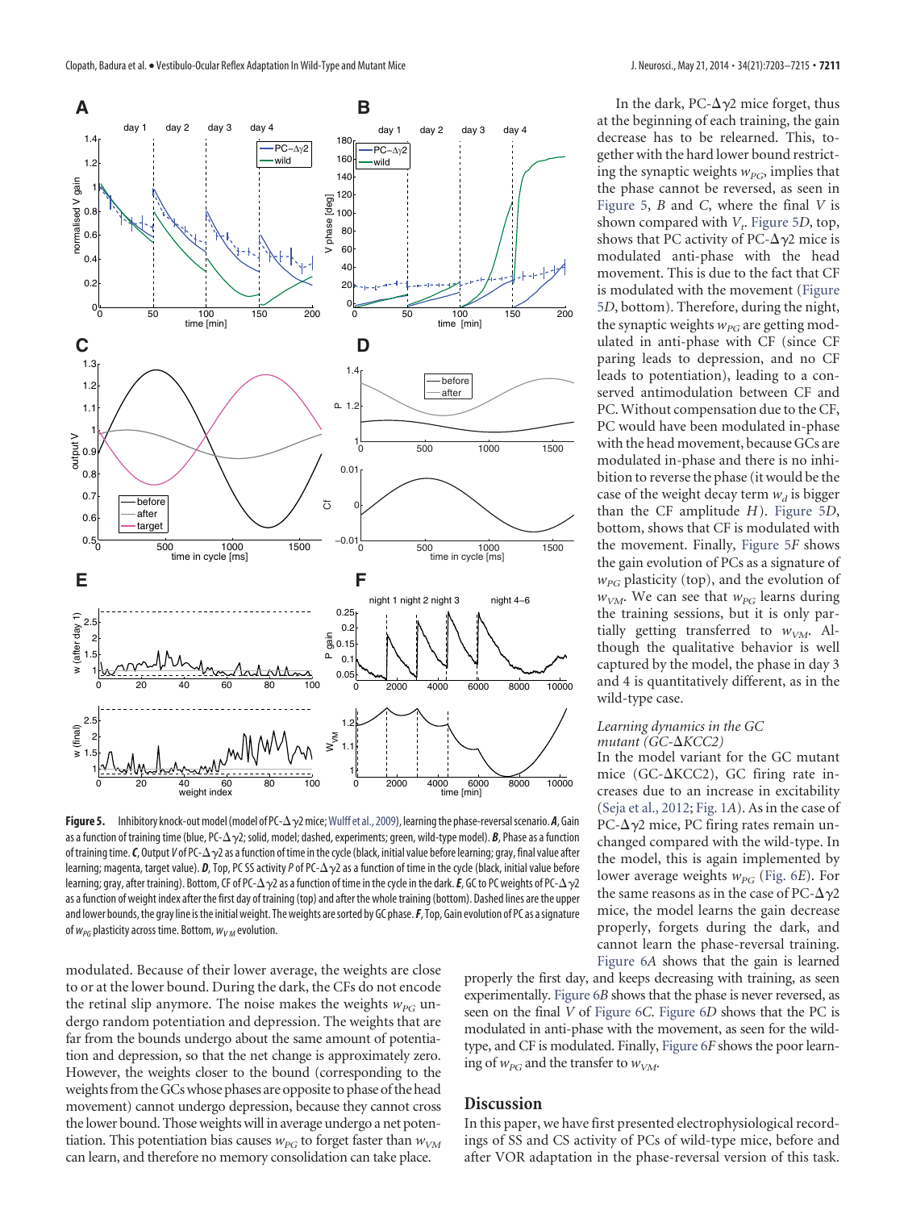**Figure 5.** Inhibitory knock-out model (model of PC-Δγ2 mice; Wulff et al., 2009), learning the phase-reversal scenario. ***A***, Gain as a function of training time (blue, PC-Δγ2; solid, model; dashed, experiments; green, wild-type model). ***B***, Phase as a function of training time. ***C***, Output $V$ of PC-Δγ2 as a function of time in the cycle (black, initial value before learning; gray, final value after learning; magenta, target value). ***D***, Top, PC SS activity $P$ of PC-Δγ2 as a function of time in the cycle (black, initial value before learning; gray, after training). Bottom, CF of PC-Δγ2 as a function of time in the cycle in the dark. ***E***, GC to PC weights of PC-Δγ2 as a function of weight index after the first day of training (top) and after the whole training (bottom). Dashed lines are the upper and lower bounds, the gray line is the initial weight. The weights are sorted by GC phase. ***F***, Top, Gain evolution of PC as a signature of $w_{PG}$ plasticity across time. Bottom, $w_{VM}$ evolution.

modulated. Because of their lower average, the weights are close to or at the lower bound. During the dark, the CFs do not encode the retinal slip anymore. The noise makes the weights $w_{PG}$ undergo random potentiation and depression. The weights that are far from the bounds undergo about the same amount of potentiation and depression, so that the net change is approximately zero. However, the weights closer to the bound (corresponding to the weights from the GCs whose phases are opposite to phase of the head movement) cannot undergo depression, because they cannot cross the lower bound. Those weights will in average undergo a net potentiation. This potentiation bias causes $w_{PG}$ to forget faster than $w_{VM}$ can learn, and therefore no memory consolidation can take place.

In the dark, PC-Δγ2 mice forget, thus at the beginning of each training, the gain decrease has to be relearned. This, together with the hard lower bound restricting the synaptic weights $w_{PG}$, implies that the phase cannot be reversed, as seen in Figure 5, *B* and *C*, where the final $V$ is shown compared with $V_t$. Figure 5*D*, top, shows that PC activity of PC-Δγ2 mice is modulated anti-phase with the head movement. This is due to the fact that CF is modulated with the movement (Figure 5*D*, bottom). Therefore, during the night, the synaptic weights $w_{PG}$ are getting modulated in anti-phase with CF (since CF paring leads to depression, and no CF leads to potentiation), leading to a conserved antimodulation between CF and PC. Without compensation due to the CF, PC would have been modulated in-phase with the head movement, because GCs are modulated in-phase and there is no inhibition to reverse the phase (it would be the case of the weight decay term $w_d$ is bigger than the CF amplitude $H$). Figure 5*D*, bottom, shows that CF is modulated with the movement. Finally, Figure 5*F* shows the gain evolution of PCs as a signature of $w_{PG}$ plasticity (top), and the evolution of $w_{VM}$. We can see that $w_{PG}$ learns during the training sessions, but it is only partially getting transferred to $w_{VM}$. Although the qualitative behavior is well captured by the model, the phase in day 3 and 4 is quantitatively different, as in the wild-type case.

*Learning dynamics in the GC mutant (GC-ΔKCC2)*

In the model variant for the GC mutant mice (GC-ΔKCC2), GC firing rate increases due to an increase in excitability (Seja et al., 2012; Fig. 1*A*). As in the case of PC-Δγ2 mice, PC firing rates remain unchanged compared with the wild-type. In the model, this is again implemented by lower average weights $w_{PG}$ (Fig. 6*E*). For the same reasons as in the case of PC-Δγ2 mice, the model learns the gain decrease properly, forgets during the dark, and cannot learn the phase-reversal training. Figure 6*A* shows that the gain is learned properly the first day, and keeps decreasing with training, as seen experimentally. Figure 6*B* shows that the phase is never reversed, as seen on the final $V$ of Figure 6*C*. Figure 6*D* shows that the PC is modulated in anti-phase with the movement, as seen for the wild-type, and CF is modulated. Finally, Figure 6*F* shows the poor learning of $w_{PG}$ and the transfer to $w_{VM}$.

## Discussion

In this paper, we have first presented electrophysiological recordings of SS and CS activity of PCs of wild-type mice, before and after VOR adaptation in the phase-reversal version of this task.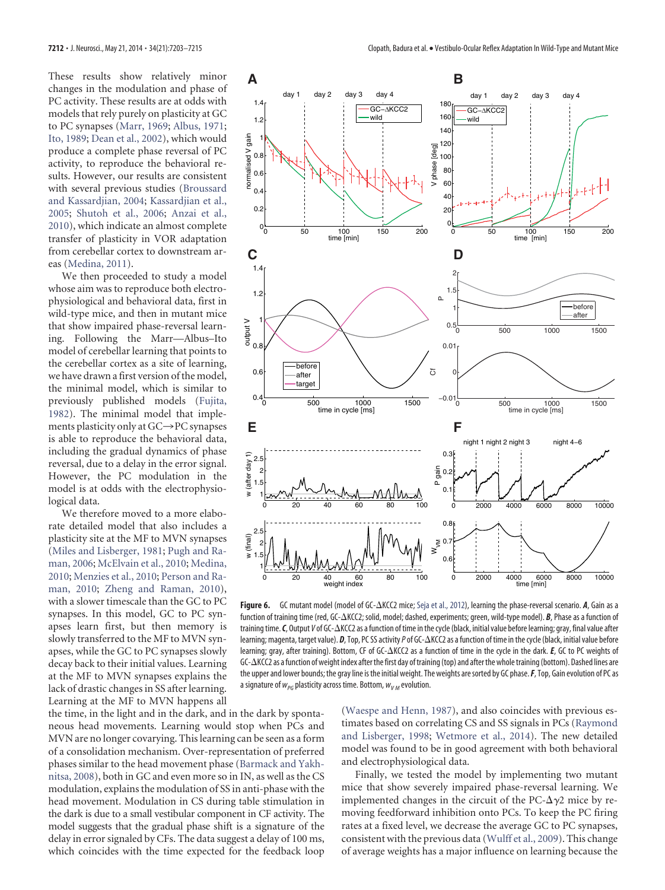These results show relatively minor changes in the modulation and phase of PC activity. These results are at odds with models that rely purely on plasticity at GC to PC synapses (Marr, 1969; Albus, 1971; Ito, 1989; Dean et al., 2002), which would produce a complete phase reversal of PC activity, to reproduce the behavioral results. However, our results are consistent with several previous studies (Broussard and Kassardjian, 2004; Kassardjian et al., 2005; Shutoh et al., 2006; Anzai et al., 2010), which indicate an almost complete transfer of plasticity in VOR adaptation from cerebellar cortex to downstream areas (Medina, 2011).

We then proceeded to study a model whose aim was to reproduce both electrophysiological and behavioral data, first in wild-type mice, and then in mutant mice that show impaired phase-reversal learning. Following the Marr—Albus–Ito model of cerebellar learning that points to the cerebellar cortex as a site of learning, we have drawn a first version of the model, the minimal model, which is similar to previously published models (Fujita, 1982). The minimal model that implements plasticity only at GC→PC synapses is able to reproduce the behavioral data, including the gradual dynamics of phase reversal, due to a delay in the error signal. However, the PC modulation in the model is at odds with the electrophysiological data.

We therefore moved to a more elaborate detailed model that also includes a plasticity site at the MF to MVN synapses (Miles and Lisberger, 1981; Pugh and Raman, 2006; McElvain et al., 2010; Medina, 2010; Menzies et al., 2010; Person and Raman, 2010; Zheng and Raman, 2010), with a slower timescale than the GC to PC synapses. In this model, GC to PC synapses learn first, but then memory is slowly transferred to the MF to MVN synapses, while the GC to PC synapses slowly decay back to their initial values. Learning at the MF to MVN synapses explains the lack of drastic changes in SS after learning. Learning at the MF to MVN happens all the time, in the light and in the dark, and in the dark by spontaneous head movements. Learning would stop when PCs and MVN are no longer covarying. This learning can be seen as a form of a consolidation mechanism. Over-representation of preferred phases similar to the head movement phase (Barmack and Yakhnitsa, 2008), both in GC and even more so in IN, as well as the CS modulation, explains the modulation of SS in anti-phase with the head movement. Modulation in CS during table stimulation in the dark is due to a small vestibular component in CF activity. The model suggests that the gradual phase shift is a signature of the delay in error signaled by CFs. The data suggest a delay of 100 ms, which coincides with the time expected for the feedback loop (Waespe and Henn, 1987), and also coincides with previous estimates based on correlating CS and SS signals in PCs (Raymond and Lisberger, 1998; Wetmore et al., 2014). The new detailed model was found to be in good agreement with both behavioral and electrophysiological data.

Finally, we tested the model by implementing two mutant mice that show severely impaired phase-reversal learning. We implemented changes in the circuit of the PC-Δγ2 mice by removing feedforward inhibition onto PCs. To keep the PC firing rates at a fixed level, we decrease the average GC to PC synapses, consistent with the previous data (Wulff et al., 2009). This change of average weights has a major influence on learning because the

**Figure 6.** GC mutant model (model of GC-ΔKCC2 mice; Seja et al., 2012), learning the phase-reversal scenario. ***A***, Gain as a function of training time (red, GC-ΔKCC2; solid, model; dashed, experiments; green, wild-type model). ***B***, Phase as a function of training time. ***C***, Output $V$ of GC-ΔKCC2 as a function of time in the cycle (black, initial value before learning; gray, final value after learning; magenta, target value). ***D***, Top, PC SS activity $P$ of GC-ΔKCC2 as a function of time in the cycle (black, initial value before learning; gray, after training). Bottom, CF of GC-ΔKCC2 as a function of time in the cycle in the dark. ***E***, GC to PC weights of GC-ΔKCC2 as a function of weight index after the first day of training (top) and after the whole training (bottom). Dashed lines are the upper and lower bounds; the gray line is the initial weight. The weights are sorted by GC phase. ***F***, Top, Gain evolution of PC as a signature of $w_{PG}$ plasticity across time. Bottom, $w_{VM}$ evolution.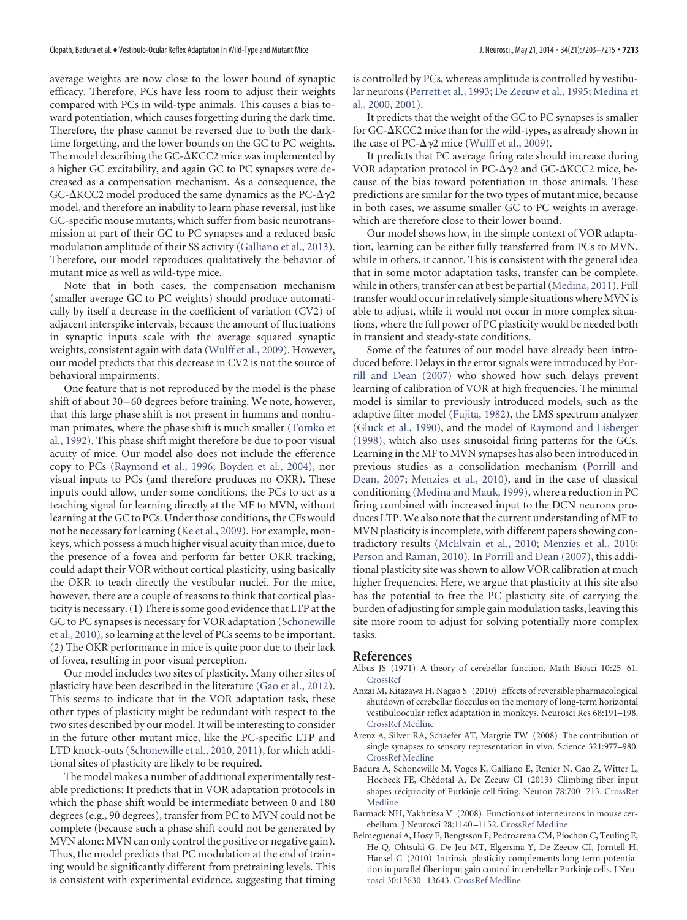average weights are now close to the lower bound of synaptic efficacy. Therefore, PCs have less room to adjust their weights compared with PCs in wild-type animals. This causes a bias toward potentiation, which causes forgetting during the dark time. Therefore, the phase cannot be reversed due to both the dark-time forgetting, and the lower bounds on the GC to PC weights. The model describing the GC-ΔKCC2 mice was implemented by a higher GC excitability, and again GC to PC synapses were decreased as a compensation mechanism. As a consequence, the GC-ΔKCC2 model produced the same dynamics as the PC-Δ$\gamma$2 model, and therefore an inability to learn phase reversal, just like GC-specific mouse mutants, which suffer from basic neurotransmission at part of their GC to PC synapses and a reduced basic modulation amplitude of their SS activity (Galliano et al., 2013). Therefore, our model reproduces qualitatively the behavior of mutant mice as well as wild-type mice.

Note that in both cases, the compensation mechanism (smaller average GC to PC weights) should produce automatically by itself a decrease in the coefficient of variation (CV2) of adjacent interspike intervals, because the amount of fluctuations in synaptic inputs scale with the average squared synaptic weights, consistent again with data (Wulff et al., 2009). However, our model predicts that this decrease in CV2 is not the source of behavioral impairments.

One feature that is not reproduced by the model is the phase shift of about 30–60 degrees before training. We note, however, that this large phase shift is not present in humans and nonhuman primates, where the phase shift is much smaller (Tomko et al., 1992). This phase shift might therefore be due to poor visual acuity of mice. Our model also does not include the efference copy to PCs (Raymond et al., 1996; Boyden et al., 2004), nor visual inputs to PCs (and therefore produces no OKR). These inputs could allow, under some conditions, the PCs to act as a teaching signal for learning directly at the MF to MVN, without learning at the GC to PCs. Under those conditions, the CFs would not be necessary for learning (Ke et al., 2009). For example, monkeys, which possess a much higher visual acuity than mice, due to the presence of a fovea and perform far better OKR tracking, could adapt their VOR without cortical plasticity, using basically the OKR to teach directly the vestibular nuclei. For the mice, however, there are a couple of reasons to think that cortical plasticity is necessary. (1) There is some good evidence that LTP at the GC to PC synapses is necessary for VOR adaptation (Schonewille et al., 2010), so learning at the level of PCs seems to be important. (2) The OKR performance in mice is quite poor due to their lack of fovea, resulting in poor visual perception.

Our model includes two sites of plasticity. Many other sites of plasticity have been described in the literature (Gao et al., 2012). This seems to indicate that in the VOR adaptation task, these other types of plasticity might be redundant with respect to the two sites described by our model. It will be interesting to consider in the future other mutant mice, like the PC-specific LTP and LTD knock-outs (Schonewille et al., 2010, 2011), for which additional sites of plasticity are likely to be required.

The model makes a number of additional experimentally testable predictions: It predicts that in VOR adaptation protocols in which the phase shift would be intermediate between 0 and 180 degrees (e.g., 90 degrees), transfer from PC to MVN could not be complete (because such a phase shift could not be generated by MVN alone: MVN can only control the positive or negative gain). Thus, the model predicts that PC modulation at the end of training would be significantly different from pretraining levels. This is consistent with experimental evidence, suggesting that timing is controlled by PCs, whereas amplitude is controlled by vestibular neurons (Perrett et al., 1993; De Zeeuw et al., 1995; Medina et al., 2000, 2001).

It predicts that the weight of the GC to PC synapses is smaller for GC-ΔKCC2 mice than for the wild-types, as already shown in the case of PC-Δ$\gamma$2 mice (Wulff et al., 2009).

It predicts that PC average firing rate should increase during VOR adaptation protocol in PC-Δ$\gamma$2 and GC-ΔKCC2 mice, because of the bias toward potentiation in those animals. These predictions are similar for the two types of mutant mice, because in both cases, we assume smaller GC to PC weights in average, which are therefore close to their lower bound.

Our model shows how, in the simple context of VOR adaptation, learning can be either fully transferred from PCs to MVN, while in others, it cannot. This is consistent with the general idea that in some motor adaptation tasks, transfer can be complete, while in others, transfer can at best be partial (Medina, 2011). Full transfer would occur in relatively simple situations where MVN is able to adjust, while it would not occur in more complex situations, where the full power of PC plasticity would be needed both in transient and steady-state conditions.

Some of the features of our model have already been introduced before. Delays in the error signals were introduced by Porrill and Dean (2007) who showed how such delays prevent learning of calibration of VOR at high frequencies. The minimal model is similar to previously introduced models, such as the adaptive filter model (Fujita, 1982), the LMS spectrum analyzer (Gluck et al., 1990), and the model of Raymond and Lisberger (1998), which also uses sinusoidal firing patterns for the GCs. Learning in the MF to MVN synapses has also been introduced in previous studies as a consolidation mechanism (Porrill and Dean, 2007; Menzies et al., 2010), and in the case of classical conditioning (Medina and Mauk, 1999), where a reduction in PC firing combined with increased input to the DCN neurons produces LTP. We also note that the current understanding of MF to MVN plasticity is incomplete, with different papers showing contradictory results (McElvain et al., 2010; Menzies et al., 2010; Person and Raman, 2010). In Porrill and Dean (2007), this additional plasticity site was shown to allow VOR calibration at much higher frequencies. Here, we argue that plasticity at this site also has the potential to free the PC plasticity site of carrying the burden of adjusting for simple gain modulation tasks, leaving this site more room to adjust for solving potentially more complex tasks.

## References

Albus JS (1971) A theory of cerebellar function. Math Biosci 10:25–61. CrossRef

Anzai M, Kitazawa H, Nagao S (2010) Effects of reversible pharmacological shutdown of cerebellar flocculus on the memory of long-term horizontal vestibuloocular reflex adaptation in monkeys. Neurosci Res 68:191–198. CrossRef Medline

Arenz A, Silver RA, Schaefer AT, Margrie TW (2008) The contribution of single synapses to sensory representation in vivo. Science 321:977–980. CrossRef Medline

Badura A, Schonewille M, Voges K, Galliano E, Renier N, Gao Z, Witter L, Hoebeek FE, Chédotal A, De Zeeuw CI (2013) Climbing fiber input shapes reciprocity of Purkinje cell firing. Neuron 78:700–713. CrossRef Medline

Barmack NH, Yakhnitsa V (2008) Functions of interneurons in mouse cerebellum. J Neurosci 28:1140–1152. CrossRef Medline

Belmeguenai A, Hosy E, Bengtsson F, Pedroarena CM, Piochon C, Teuling E, He Q, Ohtsuki G, De Jeu MT, Elgersma Y, De Zeeuw CI, Jörntell H, Hansel C (2010) Intrinsic plasticity complements long-term potentiation in parallel fiber input gain control in cerebellar Purkinje cells. J Neurosci 30:13630–13643. CrossRef Medline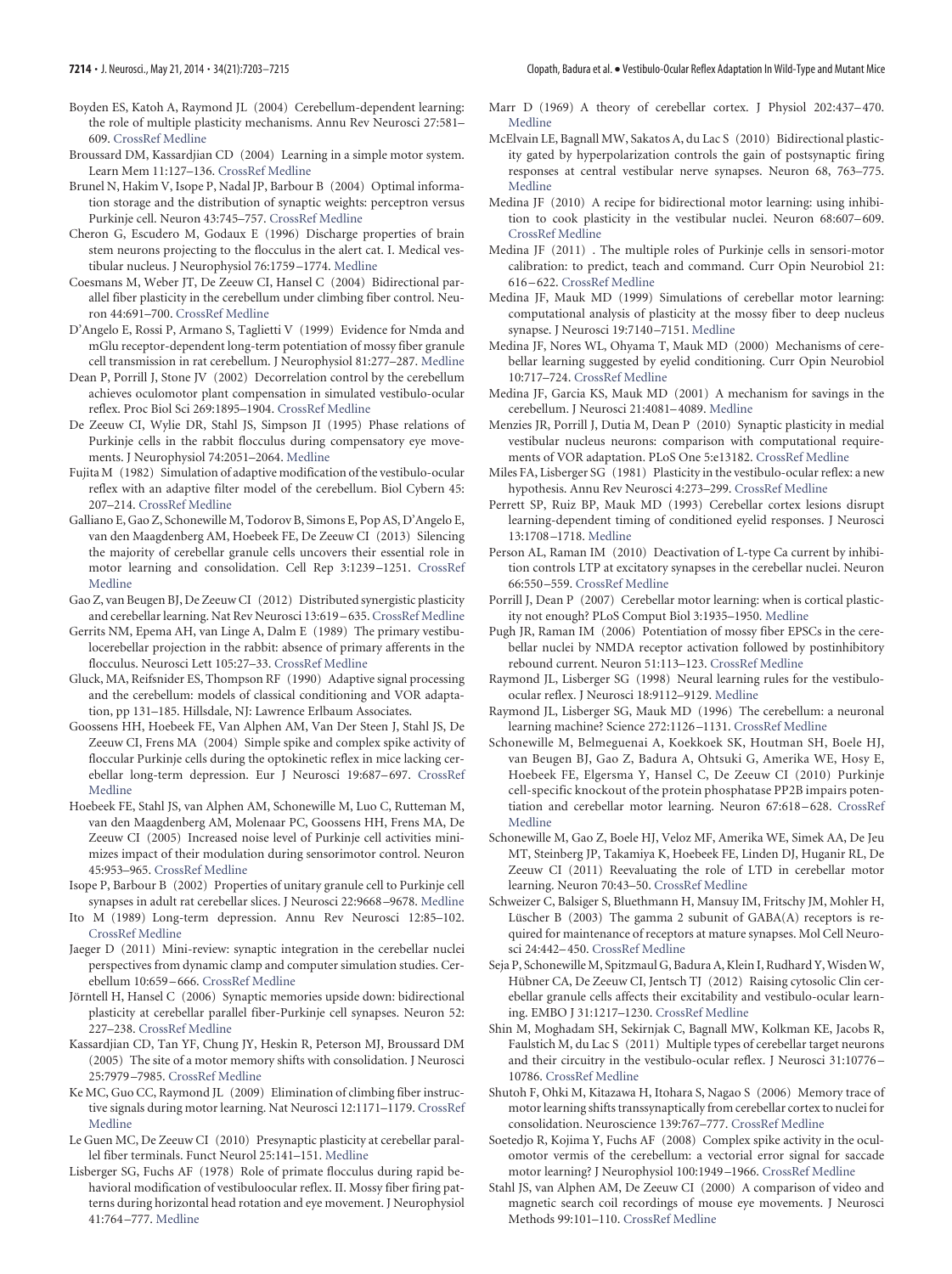Boyden ES, Katoh A, Raymond JL (2004) Cerebellum-dependent learning: the role of multiple plasticity mechanisms. Annu Rev Neurosci 27:581–609. CrossRef Medline

Broussard DM, Kassardjian CD (2004) Learning in a simple motor system. Learn Mem 11:127–136. CrossRef Medline

Brunel N, Hakim V, Isope P, Nadal JP, Barbour B (2004) Optimal information storage and the distribution of synaptic weights: perceptron versus Purkinje cell. Neuron 43:745–757. CrossRef Medline

Cheron G, Escudero M, Godaux E (1996) Discharge properties of brain stem neurons projecting to the flocculus in the alert cat. I. Medical vestibular nucleus. J Neurophysiol 76:1759–1774. Medline

Coesmans M, Weber JT, De Zeeuw CI, Hansel C (2004) Bidirectional parallel fiber plasticity in the cerebellum under climbing fiber control. Neuron 44:691–700. CrossRef Medline

D'Angelo E, Rossi P, Armano S, Taglietti V (1999) Evidence for Nmda and mGlu receptor-dependent long-term potentiation of mossy fiber granule cell transmission in rat cerebellum. J Neurophysiol 81:277–287. Medline

Dean P, Porrill J, Stone JV (2002) Decorrelation control by the cerebellum achieves oculomotor plant compensation in simulated vestibulo-ocular reflex. Proc Biol Sci 269:1895–1904. CrossRef Medline

De Zeeuw CI, Wylie DR, Stahl JS, Simpson JI (1995) Phase relations of Purkinje cells in the rabbit flocculus during compensatory eye movements. J Neurophysiol 74:2051–2064. Medline

Fujita M (1982) Simulation of adaptive modification of the vestibulo-ocular reflex with an adaptive filter model of the cerebellum. Biol Cybern 45: 207–214. CrossRef Medline

Galliano E, Gao Z, Schonewille M, Todorov B, Simons E, Pop AS, D'Angelo E, van den Maagdenberg AM, Hoebeek FE, De Zeeuw CI (2013) Silencing the majority of cerebellar granule cells uncovers their essential role in motor learning and consolidation. Cell Rep 3:1239–1251. CrossRef Medline

Gao Z, van Beugen BJ, De Zeeuw CI (2012) Distributed synergistic plasticity and cerebellar learning. Nat Rev Neurosci 13:619–635. CrossRef Medline

Gerrits NM, Epema AH, van Linge A, Dalm E (1989) The primary vestibulocerebellar projection in the rabbit: absence of primary afferents in the flocculus. Neurosci Lett 105:27–33. CrossRef Medline

Gluck, MA, Reifsnider ES, Thompson RF (1990) Adaptive signal processing and the cerebellum: models of classical conditioning and VOR adaptation, pp 131–185. Hillsdale, NJ: Lawrence Erlbaum Associates.

Goossens HH, Hoebeek FE, Van Alphen AM, Van Der Steen J, Stahl JS, De Zeeuw CI, Frens MA (2004) Simple spike and complex spike activity of floccular Purkinje cells during the optokinetic reflex in mice lacking cerebellar long-term depression. Eur J Neurosci 19:687–697. CrossRef Medline

Hoebeek FE, Stahl JS, van Alphen AM, Schonewille M, Luo C, Rutteman M, van den Maagdenberg AM, Molenaar PC, Goossens HH, Frens MA, De Zeeuw CI (2005) Increased noise level of Purkinje cell activities minimizes impact of their modulation during sensorimotor control. Neuron 45:953–965. CrossRef Medline

Isope P, Barbour B (2002) Properties of unitary granule cell to Purkinje cell synapses in adult rat cerebellar slices. J Neurosci 22:9668–9678. Medline

Ito M (1989) Long-term depression. Annu Rev Neurosci 12:85–102. CrossRef Medline

Jaeger D (2011) Mini-review: synaptic integration in the cerebellar nuclei perspectives from dynamic clamp and computer simulation studies. Cerebellum 10:659–666. CrossRef Medline

Jörntell H, Hansel C (2006) Synaptic memories upside down: bidirectional plasticity at cerebellar parallel fiber-Purkinje cell synapses. Neuron 52: 227–238. CrossRef Medline

Kassardjian CD, Tan YF, Chung JY, Heskin R, Peterson MJ, Broussard DM (2005) The site of a motor memory shifts with consolidation. J Neurosci 25:7979–7985. CrossRef Medline

Ke MC, Guo CC, Raymond JL (2009) Elimination of climbing fiber instructive signals during motor learning. Nat Neurosci 12:1171–1179. CrossRef Medline

Le Guen MC, De Zeeuw CI (2010) Presynaptic plasticity at cerebellar parallel fiber terminals. Funct Neurol 25:141–151. Medline

Lisberger SG, Fuchs AF (1978) Role of primate flocculus during rapid behavioral modification of vestibuloocular reflex. II. Mossy fiber firing patterns during horizontal head rotation and eye movement. J Neurophysiol 41:764–777. Medline

Marr D (1969) A theory of cerebellar cortex. J Physiol 202:437–470. Medline

McElvain LE, Bagnall MW, Sakatos A, du Lac S (2010) Bidirectional plasticity gated by hyperpolarization controls the gain of postsynaptic firing responses at central vestibular nerve synapses. Neuron 68, 763–775. Medline

Medina JF (2010) A recipe for bidirectional motor learning: using inhibition to cook plasticity in the vestibular nuclei. Neuron 68:607–609. CrossRef Medline

Medina JF (2011) . The multiple roles of Purkinje cells in sensori-motor calibration: to predict, teach and command. Curr Opin Neurobiol 21: 616–622. CrossRef Medline

Medina JF, Mauk MD (1999) Simulations of cerebellar motor learning: computational analysis of plasticity at the mossy fiber to deep nucleus synapse. J Neurosci 19:7140–7151. Medline

Medina JF, Nores WL, Ohyama T, Mauk MD (2000) Mechanisms of cerebellar learning suggested by eyelid conditioning. Curr Opin Neurobiol 10:717–724. CrossRef Medline

Medina JF, Garcia KS, Mauk MD (2001) A mechanism for savings in the cerebellum. J Neurosci 21:4081–4089. Medline

Menzies JR, Porrill J, Dutia M, Dean P (2010) Synaptic plasticity in medial vestibular nucleus neurons: comparison with computational requirements of VOR adaptation. PLoS One 5:e13182. CrossRef Medline

Miles FA, Lisberger SG (1981) Plasticity in the vestibulo-ocular reflex: a new hypothesis. Annu Rev Neurosci 4:273–299. CrossRef Medline

Perrett SP, Ruiz BP, Mauk MD (1993) Cerebellar cortex lesions disrupt learning-dependent timing of conditioned eyelid responses. J Neurosci 13:1708–1718. Medline

Person AL, Raman IM (2010) Deactivation of L-type Ca current by inhibition controls LTP at excitatory synapses in the cerebellar nuclei. Neuron 66:550–559. CrossRef Medline

Porrill J, Dean P (2007) Cerebellar motor learning: when is cortical plasticity not enough? PLoS Comput Biol 3:1935–1950. Medline

Pugh JR, Raman IM (2006) Potentiation of mossy fiber EPSCs in the cerebellar nuclei by NMDA receptor activation followed by postinhibitory rebound current. Neuron 51:113–123. CrossRef Medline

Raymond JL, Lisberger SG (1998) Neural learning rules for the vestibulo-ocular reflex. J Neurosci 18:9112–9129. Medline

Raymond JL, Lisberger SG, Mauk MD (1996) The cerebellum: a neuronal learning machine? Science 272:1126–1131. CrossRef Medline

Schonewille M, Belmeguenai A, Koekkoek SK, Houtman SH, Boele HJ, van Beugen BJ, Gao Z, Badura A, Ohtsuki G, Amerika WE, Hosy E, Hoebeek FE, Elgersma Y, Hansel C, De Zeeuw CI (2010) Purkinje cell-specific knockout of the protein phosphatase PP2B impairs potentiation and cerebellar motor learning. Neuron 67:618–628. CrossRef Medline

Schonewille M, Gao Z, Boele HJ, Veloz MF, Amerika WE, Simek AA, De Jeu MT, Steinberg JP, Takamiya K, Hoebeek FE, Linden DJ, Huganir RL, De Zeeuw CI (2011) Reevaluating the role of LTD in cerebellar motor learning. Neuron 70:43–50. CrossRef Medline

Schweizer C, Balsiger S, Bluethmann H, Mansuy IM, Fritschy JM, Mohler H, Lüscher B (2003) The gamma 2 subunit of GABA(A) receptors is required for maintenance of receptors at mature synapses. Mol Cell Neurosci 24:442–450. CrossRef Medline

Seja P, Schonewille M, Spitzmaul G, Badura A, Klein I, Rudhard Y, Wisden W, Hübner CA, De Zeeuw CI, Jentsch TJ (2012) Raising cytosolic Clin cerebellar granule cells affects their excitability and vestibulo-ocular learning. EMBO J 31:1217–1230. CrossRef Medline

Shin M, Moghadam SH, Sekirnjak C, Bagnall MW, Kolkman KE, Jacobs R, Faulstich M, du Lac S (2011) Multiple types of cerebellar target neurons and their circuitry in the vestibulo-ocular reflex. J Neurosci 31:10776–10786. CrossRef Medline

Shutoh F, Ohki M, Kitazawa H, Itohara S, Nagao S (2006) Memory trace of motor learning shifts transsynaptically from cerebellar cortex to nuclei for consolidation. Neuroscience 139:767–777. CrossRef Medline

Soetedjo R, Kojima Y, Fuchs AF (2008) Complex spike activity in the oculomotor vermis of the cerebellum: a vectorial error signal for saccade motor learning? J Neurophysiol 100:1949–1966. CrossRef Medline

Stahl JS, van Alphen AM, De Zeeuw CI (2000) A comparison of video and magnetic search coil recordings of mouse eye movements. J Neurosci Methods 99:101–110. CrossRef Medline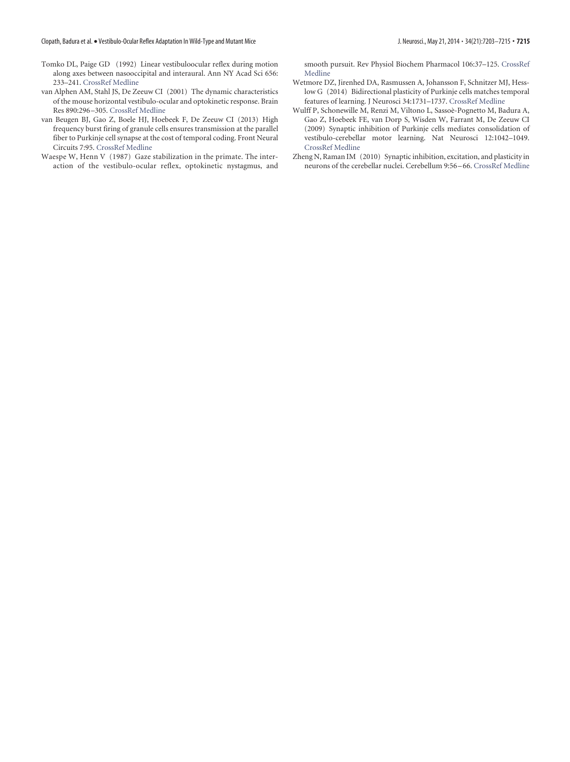Tomko DL, Paige GD (1992) Linear vestibuloocular reflex during motion along axes between nasooccipital and interaural. Ann NY Acad Sci 656: 233–241. CrossRef Medline

van Alphen AM, Stahl JS, De Zeeuw CI (2001) The dynamic characteristics of the mouse horizontal vestibulo-ocular and optokinetic response. Brain Res 890:296–305. CrossRef Medline

van Beugen BJ, Gao Z, Boele HJ, Hoebeek F, De Zeeuw CI (2013) High frequency burst firing of granule cells ensures transmission at the parallel fiber to Purkinje cell synapse at the cost of temporal coding. Front Neural Circuits 7:95. CrossRef Medline

Waespe W, Henn V (1987) Gaze stabilization in the primate. The interaction of the vestibulo-ocular reflex, optokinetic nystagmus, and smooth pursuit. Rev Physiol Biochem Pharmacol 106:37–125. CrossRef Medline

Wetmore DZ, Jirenhed DA, Rasmussen A, Johansson F, Schnitzer MJ, Hesslow G (2014) Bidirectional plasticity of Purkinje cells matches temporal features of learning. J Neurosci 34:1731–1737. CrossRef Medline

Wulff P, Schonewille M, Renzi M, Viltono L, Sassoè-Pognetto M, Badura A, Gao Z, Hoebeek FE, van Dorp S, Wisden W, Farrant M, De Zeeuw CI (2009) Synaptic inhibition of Purkinje cells mediates consolidation of vestibulo-cerebellar motor learning. Nat Neurosci 12:1042–1049. CrossRef Medline

Zheng N, Raman IM (2010) Synaptic inhibition, excitation, and plasticity in neurons of the cerebellar nuclei. Cerebellum 9:56–66. CrossRef Medline